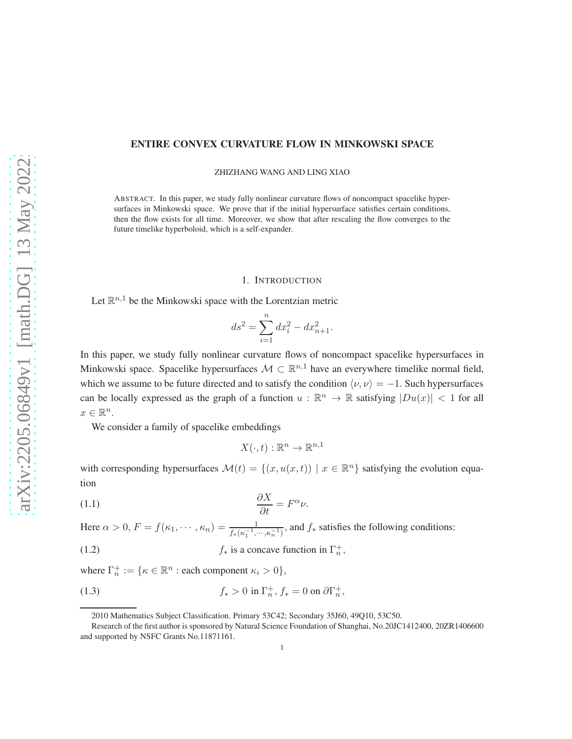# ENTIRE CONVEX CURVATURE FLOW IN MINKOWSKI SPACE

ZHIZHANG WANG AND LING XIAO

ABSTRACT. In this paper, we study fully nonlinear curvature flows of noncompact spacelike hypersurfaces in Minkowski space. We prove that if the initial hypersurface satisfies certain conditions, then the flow exists for all time. Moreover, we show that after rescaling the flow converges to the future timelike hyperboloid, which is a self-expander.

## 1. INTRODUCTION

Let $\mathbb{R}^{n,1}$ be the Minkowski space with the Lorentzian metric

$$ds^2 = \sum_{i=1}^{n} dx_i^2 - dx_{n+1}^2.$$

In this paper, we study fully nonlinear curvature flows of noncompact spacelike hypersurfaces in Minkowski space. Spacelike hypersurfaces $\mathcal{M} \subset \mathbb{R}^{n,1}$ have an everywhere timelike normal field, which we assume to be future directed and to satisfy the condition $\langle \nu, \nu \rangle = -1$. Such hypersurfaces can be locally expressed as the graph of a function $u : \mathbb{R}^n \to \mathbb{R}$ satisfying $|Du(x)| < 1$ for all $x \in \mathbb{R}^n$.

We consider a family of spacelike embeddings

$$X(\cdot, t) : \mathbb{R}^n \to \mathbb{R}^{n,1}$$

with corresponding hypersurfaces $\mathcal{M}(t) = \{(x, u(x, t)) \mid x \in \mathbb{R}^n\}$ satisfying the evolution equation

$$\frac{\partial X}{\partial t} = F^{\alpha} \nu. \tag{1.1}$$

Here $\alpha > 0$, $F = f(\kappa_1, \cdots, \kappa_n) = \frac{1}{f_*(\kappa_1^{-1}, \cdots, \kappa_n^{-1})}$, and $f_*$ satisfies the following conditions:

$$f_* \text{ is a concave function in } \Gamma_n^+, \tag{1.2}$$

where $\Gamma_n^+ := \{\kappa \in \mathbb{R}^n : \text{each component } \kappa_i > 0\}$,

$$f_* > 0 \text{ in } \Gamma_n^+,\ f_* = 0 \text{ on } \partial\Gamma_n^+, \tag{1.3}$$

2010 Mathematics Subject Classification. Primary 53C42; Secondary 35J60, 49Q10, 53C50.

Research of the first author is sponsored by Natural Science Foundation of Shanghai, No.20JC1412400, 20ZR1406600 and supported by NSFC Grants No.11871161.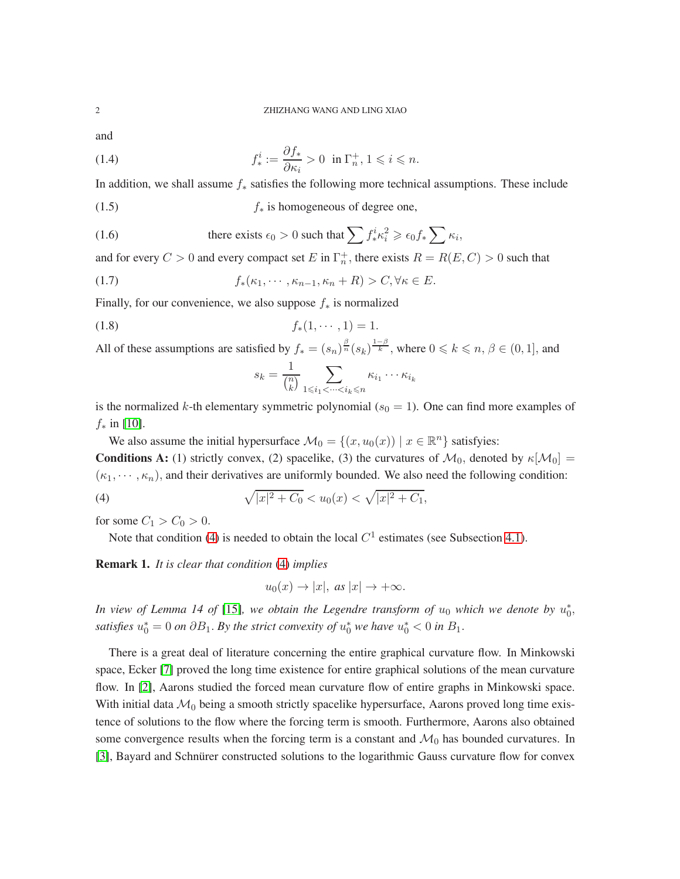and

$$f_*^i := \frac{\partial f_*}{\partial \kappa_i} > 0 \text{ in } \Gamma_n^+, 1 \leqslant i \leqslant n. \tag{1.4}$$

In addition, we shall assume $f_*$ satisfies the following more technical assumptions. These include

$$f_* \text{ is homogeneous of degree one,} \tag{1.5}$$

$$\text{there exists } \epsilon_0 > 0 \text{ such that } \sum f_*^i \kappa_i^2 \geqslant \epsilon_0 f_* \sum \kappa_i, \tag{1.6}$$

and for every $C > 0$ and every compact set $E$ in $\Gamma_n^+$, there exists $R = R(E, C) > 0$ such that

$$f_*(\kappa_1, \cdots, \kappa_{n-1}, \kappa_n + R) > C, \forall \kappa \in E. \tag{1.7}$$

Finally, for our convenience, we also suppose $f_*$ is normalized

$$f_*(1, \cdots, 1) = 1. \tag{1.8}$$

All of these assumptions are satisfied by $f_* = (s_n)^{\frac{\beta}{n}}(s_k)^{\frac{1-\beta}{k}}$, where $0 \leqslant k \leqslant n$, $\beta \in (0, 1]$, and

$$s_k = \frac{1}{\binom{n}{k}} \sum_{1 \leqslant i_1 < \cdots < i_k \leqslant n} \kappa_{i_1} \cdots \kappa_{i_k}$$

is the normalized $k$-th elementary symmetric polynomial ($s_0 = 1$). One can find more examples of $f_*$ in [10].

We also assume the initial hypersurface $\mathcal{M}_0 = \{(x, u_0(x)) \mid x \in \mathbb{R}^n\}$ satisfyies:

**Conditions A:** (1) strictly convex, (2) spacelike, (3) the curvatures of $\mathcal{M}_0$, denoted by $\kappa[\mathcal{M}_0] = (\kappa_1, \cdots, \kappa_n)$, and their derivatives are uniformly bounded. We also need the following condition:

$$\sqrt{|x|^2 + C_0} < u_0(x) < \sqrt{|x|^2 + C_1}, \tag{4}$$

for some $C_1 > C_0 > 0$.

Note that condition (4) is needed to obtain the local $C^1$ estimates (see Subsection 4.1).

**Remark 1.** *It is clear that condition* (4) *implies*

$$u_0(x) \to |x|, \text{ as } |x| \to +\infty.$$

*In view of Lemma 14 of* [15]*, we obtain the Legendre transform of $u_0$ which we denote by $u_0^*$, satisfies $u_0^* = 0$ on $\partial B_1$. By the strict convexity of $u_0^*$ we have $u_0^* < 0$ in $B_1$.*

There is a great deal of literature concerning the entire graphical curvature flow. In Minkowski space, Ecker [7] proved the long time existence for entire graphical solutions of the mean curvature flow. In [2], Aarons studied the forced mean curvature flow of entire graphs in Minkowski space. With initial data $\mathcal{M}_0$ being a smooth strictly spacelike hypersurface, Aarons proved long time existence of solutions to the flow where the forcing term is smooth. Furthermore, Aarons also obtained some convergence results when the forcing term is a constant and $\mathcal{M}_0$ has bounded curvatures. In [3], Bayard and Schnürer constructed solutions to the logarithmic Gauss curvature flow for convex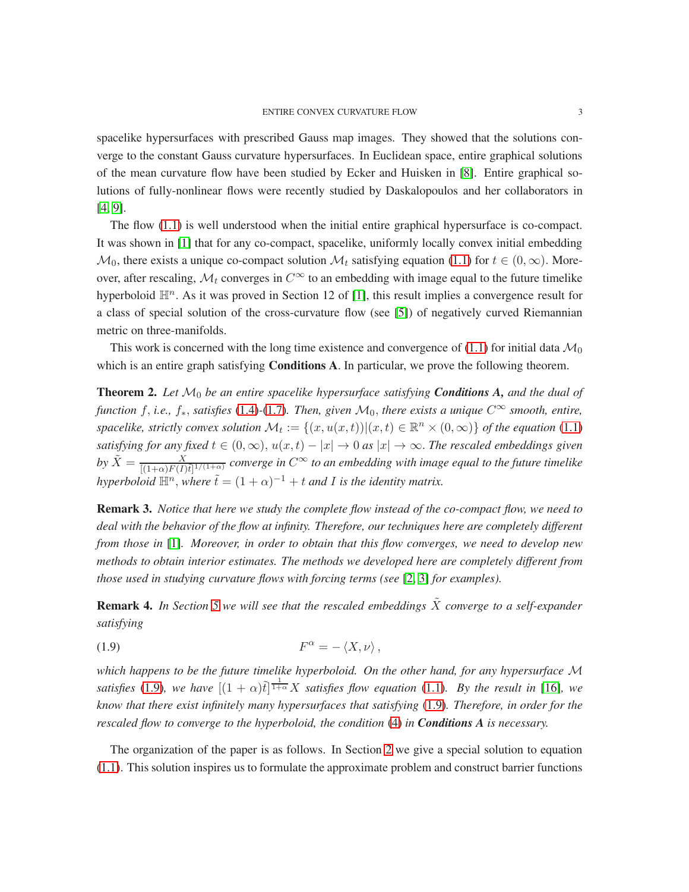spacelike hypersurfaces with prescribed Gauss map images. They showed that the solutions converge to the constant Gauss curvature hypersurfaces. In Euclidean space, entire graphical solutions of the mean curvature flow have been studied by Ecker and Huisken in [8]. Entire graphical solutions of fully-nonlinear flows were recently studied by Daskalopoulos and her collaborators in [4, 9].

The flow (1.1) is well understood when the initial entire graphical hypersurface is co-compact. It was shown in [1] that for any co-compact, spacelike, uniformly locally convex initial embedding $\mathcal{M}_0$, there exists a unique co-compact solution $\mathcal{M}_t$ satisfying equation (1.1) for $t \in (0, \infty)$. Moreover, after rescaling, $\mathcal{M}_t$ converges in $C^\infty$ to an embedding with image equal to the future timelike hyperboloid $\mathbb{H}^n$. As it was proved in Section 12 of [1], this result implies a convergence result for a class of special solution of the cross-curvature flow (see [5]) of negatively curved Riemannian metric on three-manifolds.

This work is concerned with the long time existence and convergence of (1.1) for initial data $\mathcal{M}_0$ which is an entire graph satisfying **Conditions A**. In particular, we prove the following theorem.

**Theorem 2.** *Let $\mathcal{M}_0$ be an entire spacelike hypersurface satisfying **Conditions A,** and the dual of function $f$, i.e., $f_*$, satisfies (1.4)-(1.7). Then, given $\mathcal{M}_0$, there exists a unique $C^\infty$ smooth, entire, spacelike, strictly convex solution $\mathcal{M}_t := \{(x, u(x,t)) | (x,t) \in \mathbb{R}^n \times (0, \infty)\}$ of the equation (1.1) satisfying for any fixed $t \in (0, \infty)$, $u(x,t) - |x| \to 0$ as $|x| \to \infty$. The rescaled embeddings given by $\tilde{X} = \frac{X}{[(1+\alpha)F(I)\tilde{t}]^{1/(1+\alpha)}}$ converge in $C^\infty$ to an embedding with image equal to the future timelike hyperboloid $\mathbb{H}^n$, where $\tilde{t} = (1+\alpha)^{-1} + t$ and $I$ is the identity matrix.*

**Remark 3.** *Notice that here we study the complete flow instead of the co-compact flow, we need to deal with the behavior of the flow at infinity. Therefore, our techniques here are completely different from those in [1]. Moreover, in order to obtain that this flow converges, we need to develop new methods to obtain interior estimates. The methods we developed here are completely different from those used in studying curvature flows with forcing terms (see [2, 3] for examples).*

**Remark 4.** *In Section 5 we will see that the rescaled embeddings $\tilde{X}$ converge to a self-expander satisfying*

$$F^\alpha = -\langle X, \nu \rangle, \tag{1.9}$$

*which happens to be the future timelike hyperboloid. On the other hand, for any hypersurface $\mathcal{M}$ satisfies (1.9), we have $[(1+\alpha)\tilde{t}]^{\frac{1}{1+\alpha}} X$ satisfies flow equation (1.1). By the result in [16], we know that there exist infinitely many hypersurfaces that satisfying (1.9). Therefore, in order for the rescaled flow to converge to the hyperboloid, the condition (4) in **Conditions A** is necessary.*

The organization of the paper is as follows. In Section 2 we give a special solution to equation (1.1). This solution inspires us to formulate the approximate problem and construct barrier functions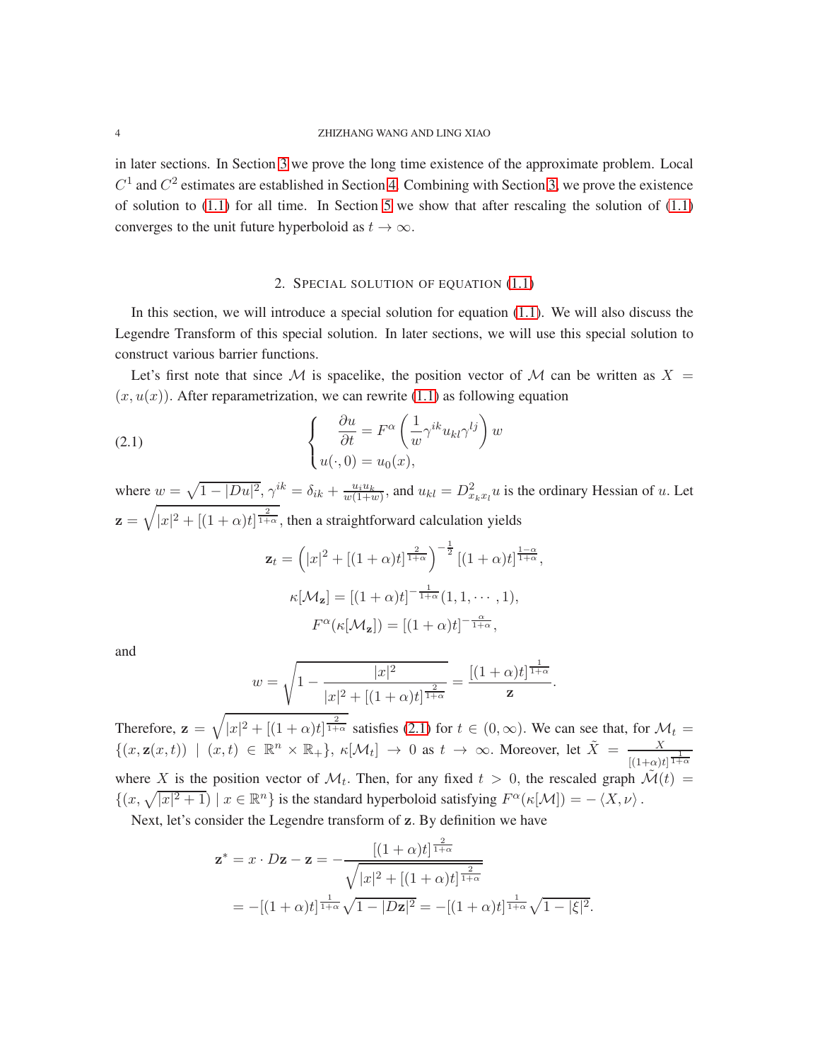in later sections. In Section 3 we prove the long time existence of the approximate problem. Local $C^1$ and $C^2$ estimates are established in Section 4. Combining with Section 3, we prove the existence of solution to (1.1) for all time. In Section 5 we show that after rescaling the solution of (1.1) converges to the unit future hyperboloid as $t\to\infty$.

## 2. Special solution of equation (1.1)

In this section, we will introduce a special solution for equation (1.1). We will also discuss the Legendre Transform of this special solution. In later sections, we will use this special solution to construct various barrier functions.

Let's first note that since $\mathcal{M}$ is spacelike, the position vector of $\mathcal{M}$ can be written as $X = (x, u(x))$. After reparametrization, we can rewrite (1.1) as following equation

$$
\begin{cases} \dfrac{\partial u}{\partial t} = F^{\alpha}\left(\dfrac{1}{w}\gamma^{ik}u_{kl}\gamma^{lj}\right)w \\ u(\cdot,0) = u_0(x), \end{cases} \tag{2.1}
$$

where $w=\sqrt{1-|Du|^2}$, $\gamma^{ik}=\delta_{ik}+\frac{u_iu_k}{w(1+w)}$, and $u_{kl}=D^2_{x_kx_l}u$ is the ordinary Hessian of $u$. Let $\mathbf{z}=\sqrt{|x|^2+[(1+\alpha)t]^{\frac{2}{1+\alpha}}}$, then a straightforward calculation yields

$$
\mathbf{z}_t=\left(|x|^2+[(1+\alpha)t]^{\frac{2}{1+\alpha}}\right)^{-\frac{1}{2}}[(1+\alpha)t]^{\frac{1-\alpha}{1+\alpha}},
$$

$$
\kappa[\mathcal{M}_{\mathbf{z}}]=[(1+\alpha)t]^{-\frac{1}{1+\alpha}}(1,1,\cdots,1),
$$

$$
F^{\alpha}(\kappa[\mathcal{M}_{\mathbf{z}}])=[(1+\alpha)t]^{-\frac{\alpha}{1+\alpha}},
$$

and

$$
w=\sqrt{1-\frac{|x|^2}{|x|^2+[(1+\alpha)t]^{\frac{2}{1+\alpha}}}}=\frac{[(1+\alpha)t]^{\frac{1}{1+\alpha}}}{\mathbf{z}}.
$$

Therefore, $\mathbf{z}=\sqrt{|x|^2+[(1+\alpha)t]^{\frac{2}{1+\alpha}}}$ satisfies (2.1) for $t\in(0,\infty)$. We can see that, for $\mathcal{M}_t=\{(x,\mathbf{z}(x,t))\mid (x,t)\in\mathbb{R}^n\times\mathbb{R}_+\}$, $\kappa[\mathcal{M}_t]\to 0$ as $t\to\infty$. Moreover, let $\tilde{X}=\frac{X}{[(1+\alpha)t]^{\frac{1}{1+\alpha}}}$ where $X$ is the position vector of $\mathcal{M}_t$. Then, for any fixed $t>0$, the rescaled graph $\tilde{\mathcal{M}}(t)=\{(x,\sqrt{|x|^2+1})\mid x\in\mathbb{R}^n\}$ is the standard hyperboloid satisfying $F^{\alpha}(\kappa[\mathcal{M}])=-\langle X,\nu\rangle$.

Next, let's consider the Legendre transform of $\mathbf{z}$. By definition we have

$$
\begin{aligned}
\mathbf{z}^* = x\cdot D\mathbf{z}-\mathbf{z} &= -\frac{[(1+\alpha)t]^{\frac{2}{1+\alpha}}}{\sqrt{|x|^2+[(1+\alpha)t]^{\frac{2}{1+\alpha}}}}\\
&= -[(1+\alpha)t]^{\frac{1}{1+\alpha}}\sqrt{1-|D\mathbf{z}|^2} = -[(1+\alpha)t]^{\frac{1}{1+\alpha}}\sqrt{1-|\xi|^2}.
\end{aligned}
$$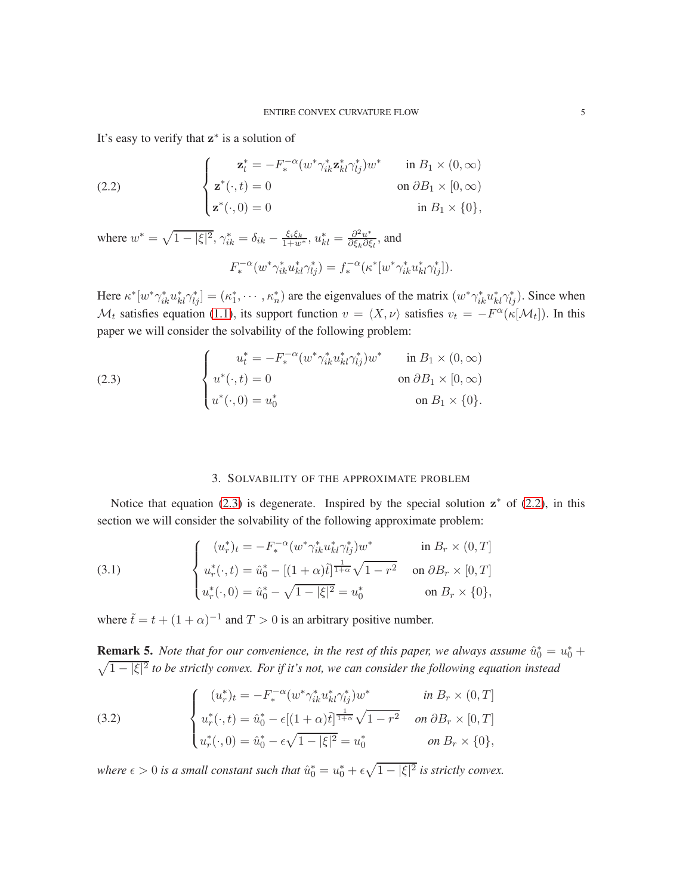It's easy to verify that $\mathbf{z}^*$ is a solution of

$$
\begin{cases}
\mathbf{z}^*_t = -F_*^{-\alpha}(w^*\gamma^*_{ik}\mathbf{z}^*_{kl}\gamma^*_{lj})w^* & \text{in } B_1 \times (0,\infty) \\
\mathbf{z}^*(\cdot,t) = 0 & \text{on } \partial B_1 \times [0,\infty) \\
\mathbf{z}^*(\cdot,0) = 0 & \text{in } B_1 \times \{0\},
\end{cases}
\tag{2.2}
$$

where $w^* = \sqrt{1-|\xi|^2}$, $\gamma^*_{ik} = \delta_{ik} - \frac{\xi_i\xi_k}{1+w^*}$, $u^*_{kl} = \frac{\partial^2 u^*}{\partial\xi_k\partial\xi_l}$, and

$$
F_*^{-\alpha}(w^*\gamma^*_{ik}u^*_{kl}\gamma^*_{lj}) = f_*^{-\alpha}(\kappa^*[w^*\gamma^*_{ik}u^*_{kl}\gamma^*_{lj}]).
$$

Here $\kappa^*[w^*\gamma^*_{ik}u^*_{kl}\gamma^*_{lj}] = (\kappa^*_1, \cdots, \kappa^*_n)$ are the eigenvalues of the matrix $(w^*\gamma^*_{ik}u^*_{kl}\gamma^*_{lj})$. Since when $\mathcal{M}_t$ satisfies equation (1.1), its support function $v = \langle X, \nu\rangle$ satisfies $v_t = -F^{\alpha}(\kappa[\mathcal{M}_t])$. In this paper we will consider the solvability of the following problem:

$$
\begin{cases}
u^*_t = -F_*^{-\alpha}(w^*\gamma^*_{ik}u^*_{kl}\gamma^*_{lj})w^* & \text{in } B_1 \times (0,\infty) \\
u^*(\cdot,t) = 0 & \text{on } \partial B_1 \times [0,\infty) \\
u^*(\cdot,0) = u^*_0 & \text{on } B_1 \times \{0\}.
\end{cases}
\tag{2.3}
$$

## 3. Solvability of the approximate problem

Notice that equation (2.3) is degenerate. Inspired by the special solution $\mathbf{z}^*$ of (2.2), in this section we will consider the solvability of the following approximate problem:

$$
\begin{cases}
(u^*_r)_t = -F_*^{-\alpha}(w^*\gamma^*_{ik}u^*_{kl}\gamma^*_{lj})w^* & \text{in } B_r \times (0,T] \\
u^*_r(\cdot,t) = \hat{u}^*_0 - [(1+\alpha)\tilde{t}]^{\frac{1}{1+\alpha}}\sqrt{1-r^2} & \text{on } \partial B_r \times [0,T] \\
u^*_r(\cdot,0) = \hat{u}^*_0 - \sqrt{1-|\xi|^2} = u^*_0 & \text{on } B_r \times \{0\},
\end{cases}
\tag{3.1}
$$

where $\tilde{t} = t + (1+\alpha)^{-1}$ and $T > 0$ is an arbitrary positive number.

**Remark 5.** *Note that for our convenience, in the rest of this paper, we always assume $\hat{u}^*_0 = u^*_0 + \sqrt{1-|\xi|^2}$ to be strictly convex. For if it's not, we can consider the following equation instead*

$$
\begin{cases}
(u^*_r)_t = -F_*^{-\alpha}(w^*\gamma^*_{ik}u^*_{kl}\gamma^*_{lj})w^* & \text{in } B_r \times (0,T] \\
u^*_r(\cdot,t) = \hat{u}^*_0 - \epsilon[(1+\alpha)\tilde{t}]^{\frac{1}{1+\alpha}}\sqrt{1-r^2} & \text{on } \partial B_r \times [0,T] \\
u^*_r(\cdot,0) = \hat{u}^*_0 - \epsilon\sqrt{1-|\xi|^2} = u^*_0 & \text{on } B_r \times \{0\},
\end{cases}
\tag{3.2}
$$

*where $\epsilon > 0$ is a small constant such that $\hat{u}^*_0 = u^*_0 + \epsilon\sqrt{1-|\xi|^2}$ is strictly convex.*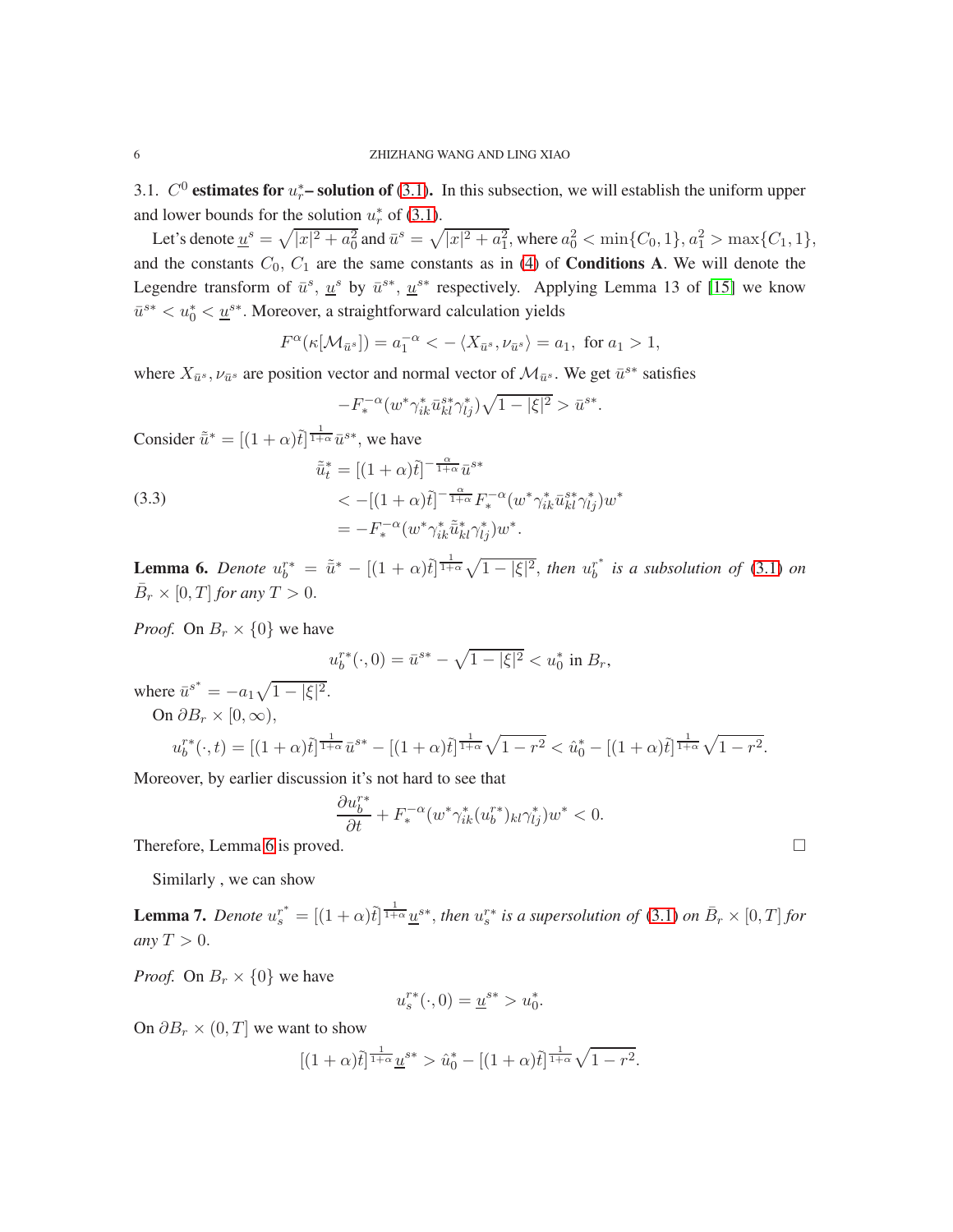### 3.1. $C^0$ estimates for $u_r^*$– solution of (3.1).

In this subsection, we will establish the uniform upper and lower bounds for the solution $u_r^*$ of (3.1).

Let's denote $\underline{u}^s = \sqrt{|x|^2 + a_0^2}$ and $\bar{u}^s = \sqrt{|x|^2 + a_1^2}$, where $a_0^2 < \min\{C_0, 1\}$, $a_1^2 > \max\{C_1, 1\}$, and the constants $C_0$, $C_1$ are the same constants as in (4) of **Conditions A**. We will denote the Legendre transform of $\bar{u}^s$, $\underline{u}^s$ by $\bar{u}^{s*}$, $\underline{u}^{s*}$ respectively. Applying Lemma 13 of [15] we know $\bar{u}^{s*} < u_0^* < \underline{u}^{s*}$. Moreover, a straightforward calculation yields

$$F^\alpha(\kappa[\mathcal{M}_{\bar{u}^s}]) = a_1^{-\alpha} < -\langle X_{\bar{u}^s}, \nu_{\bar{u}^s}\rangle = a_1, \text{ for } a_1 > 1,$$

where $X_{\bar{u}^s}, \nu_{\bar{u}^s}$ are position vector and normal vector of $\mathcal{M}_{\bar{u}^s}$. We get $\bar{u}^{s*}$ satisfies

$$-F_*^{-\alpha}(w^*\gamma_{ik}^*\bar{u}_{kl}^{s*}\gamma_{lj}^*)\sqrt{1-|\xi|^2} > \bar{u}^{s*}.$$

Consider $\tilde{\bar{u}}^* = [(1+\alpha)\tilde{t}]^{\frac{1}{1+\alpha}}\bar{u}^{s*}$, we have

$$\begin{aligned}
\tilde{\bar{u}}_t^* &= [(1+\alpha)\tilde{t}]^{-\frac{\alpha}{1+\alpha}}\bar{u}^{s*} \\
&< -[(1+\alpha)\tilde{t}]^{-\frac{\alpha}{1+\alpha}}F_*^{-\alpha}(w^*\gamma_{ik}^*\bar{u}_{kl}^{s*}\gamma_{lj}^*)w^* \\
&= -F_*^{-\alpha}(w^*\gamma_{ik}^*\tilde{\bar{u}}_{kl}^*\gamma_{lj}^*)w^*.
\end{aligned} \tag{3.3}$$

**Lemma 6.** *Denote $u_b^{r*} = \tilde{\bar{u}}^* - [(1+\alpha)\tilde{t}]^{\frac{1}{1+\alpha}}\sqrt{1-|\xi|^2}$, then $u_b^{r^*}$ is a subsolution of (3.1) on $\bar{B}_r \times [0,T]$ for any $T > 0$.*

*Proof.* On $B_r \times \{0\}$ we have

$$u_b^{r*}(\cdot, 0) = \bar{u}^{s*} - \sqrt{1-|\xi|^2} < u_0^* \text{ in } B_r,$$

where $\bar{u}^{s^*} = -a_1\sqrt{1-|\xi|^2}$.

On $\partial B_r \times [0, \infty)$,

$$u_b^{r*}(\cdot, t) = [(1+\alpha)\tilde{t}]^{\frac{1}{1+\alpha}}\bar{u}^{s*} - [(1+\alpha)\tilde{t}]^{\frac{1}{1+\alpha}}\sqrt{1-r^2} < \hat{u}_0^* - [(1+\alpha)\tilde{t}]^{\frac{1}{1+\alpha}}\sqrt{1-r^2}.$$

Moreover, by earlier discussion it's not hard to see that

$$\frac{\partial u_b^{r*}}{\partial t} + F_*^{-\alpha}(w^*\gamma_{ik}^*(u_b^{r*})_{kl}\gamma_{lj}^*)w^* < 0.$$

Therefore, Lemma 6 is proved. $\square$

Similarly , we can show

**Lemma 7.** *Denote $u_s^{r^*} = [(1+\alpha)\tilde{t}]^{\frac{1}{1+\alpha}}\underline{u}^{s*}$, then $u_s^{r*}$ is a supersolution of (3.1) on $\bar{B}_r \times [0,T]$ for any $T > 0$.*

*Proof.* On $B_r \times \{0\}$ we have

$$u_s^{r*}(\cdot, 0) = \underline{u}^{s*} > u_0^*.$$

On $\partial B_r \times (0, T]$ we want to show

$$[(1+\alpha)\tilde{t}]^{\frac{1}{1+\alpha}}\underline{u}^{s*} > \hat{u}_0^* - [(1+\alpha)\tilde{t}]^{\frac{1}{1+\alpha}}\sqrt{1-r^2}.$$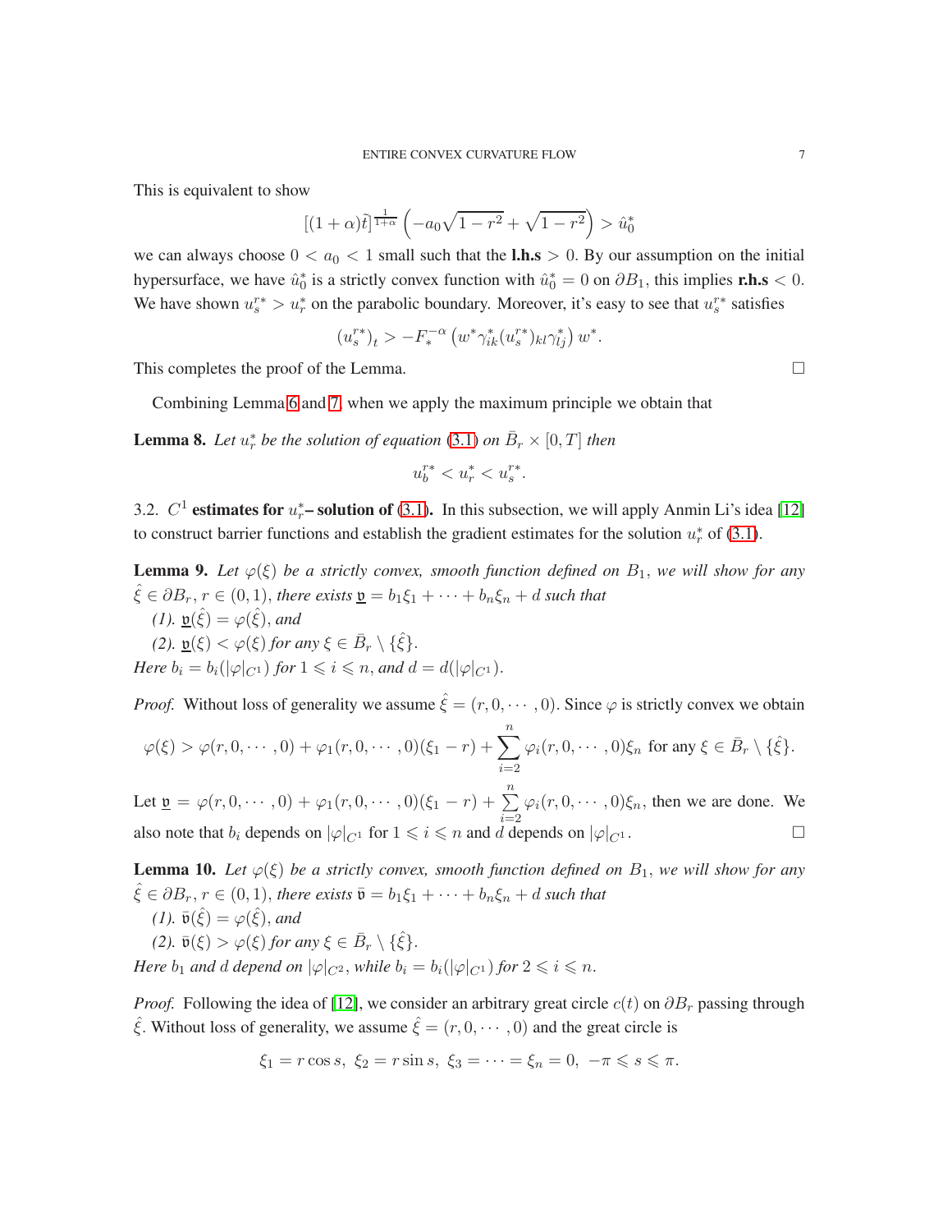This is equivalent to show

$$[(1+\alpha)\tilde{t}]^{\frac{1}{1+\alpha}}\left(-a_0\sqrt{1-r^2}+\sqrt{1-r^2}\right)>\hat{u}_0^*$$

we can always choose $0<a_0<1$ small such that the **l.h.s** $>0$. By our assumption on the initial hypersurface, we have $\hat{u}_0^*$ is a strictly convex function with $\hat{u}_0^*=0$ on $\partial B_1$, this implies **r.h.s** $<0$. We have shown $u_s^{r*}>u_r^*$ on the parabolic boundary. Moreover, it's easy to see that $u_s^{r*}$ satisfies

$$(u_s^{r*})_t>-F_*^{-\alpha}\left(w^*\gamma^*_{ik}(u_s^{r*})_{kl}\gamma^*_{lj}\right)w^*.$$

This completes the proof of the Lemma. □

Combining Lemma 6 and 7, when we apply the maximum principle we obtain that

**Lemma 8.** *Let $u_r^*$ be the solution of equation (3.1) on $\bar{B}_r\times[0,T]$ then*

$$u_b^{r*}<u_r^*<u_s^{r*}.$$

3.2. **$C^1$ estimates for $u_r^*$– solution of (3.1).** In this subsection, we will apply Anmin Li's idea [12] to construct barrier functions and establish the gradient estimates for the solution $u_r^*$ of (3.1).

**Lemma 9.** *Let $\varphi(\xi)$ be a strictly convex, smooth function defined on $B_1$, we will show for any $\hat{\xi}\in\partial B_r$, $r\in(0,1)$, there exists $\underline{\mathfrak{v}}=b_1\xi_1+\cdots+b_n\xi_n+d$ such that*
*(1). $\underline{\mathfrak{v}}(\hat{\xi})=\varphi(\hat{\xi})$, and*
*(2). $\underline{\mathfrak{v}}(\xi)<\varphi(\xi)$ for any $\xi\in\bar{B}_r\setminus\{\hat{\xi}\}$.*
*Here $b_i=b_i(|\varphi|_{C^1})$ for $1\leqslant i\leqslant n$, and $d=d(|\varphi|_{C^1})$.*

*Proof.* Without loss of generality we assume $\hat{\xi}=(r,0,\cdots,0)$. Since $\varphi$ is strictly convex we obtain

$$\varphi(\xi)>\varphi(r,0,\cdots,0)+\varphi_1(r,0,\cdots,0)(\xi_1-r)+\sum_{i=2}^n\varphi_i(r,0,\cdots,0)\xi_n \text{ for any } \xi\in\bar{B}_r\setminus\{\hat{\xi}\}.$$

Let $\underline{\mathfrak{v}}=\varphi(r,0,\cdots,0)+\varphi_1(r,0,\cdots,0)(\xi_1-r)+\sum_{i=2}^n\varphi_i(r,0,\cdots,0)\xi_n$, then we are done. We also note that $b_i$ depends on $|\varphi|_{C^1}$ for $1\leqslant i\leqslant n$ and $d$ depends on $|\varphi|_{C^1}$. □

**Lemma 10.** *Let $\varphi(\xi)$ be a strictly convex, smooth function defined on $B_1$, we will show for any $\hat{\xi}\in\partial B_r$, $r\in(0,1)$, there exists $\bar{\mathfrak{v}}=b_1\xi_1+\cdots+b_n\xi_n+d$ such that*
*(1). $\bar{\mathfrak{v}}(\hat{\xi})=\varphi(\hat{\xi})$, and*
*(2). $\bar{\mathfrak{v}}(\xi)>\varphi(\xi)$ for any $\xi\in\bar{B}_r\setminus\{\hat{\xi}\}$.*
*Here $b_1$ and $d$ depend on $|\varphi|_{C^2}$, while $b_i=b_i(|\varphi|_{C^1})$ for $2\leqslant i\leqslant n$.*

*Proof.* Following the idea of [12], we consider an arbitrary great circle $c(t)$ on $\partial B_r$ passing through $\hat{\xi}$. Without loss of generality, we assume $\hat{\xi}=(r,0,\cdots,0)$ and the great circle is

$$\xi_1=r\cos s,\ \xi_2=r\sin s,\ \xi_3=\cdots=\xi_n=0,\ -\pi\leqslant s\leqslant\pi.$$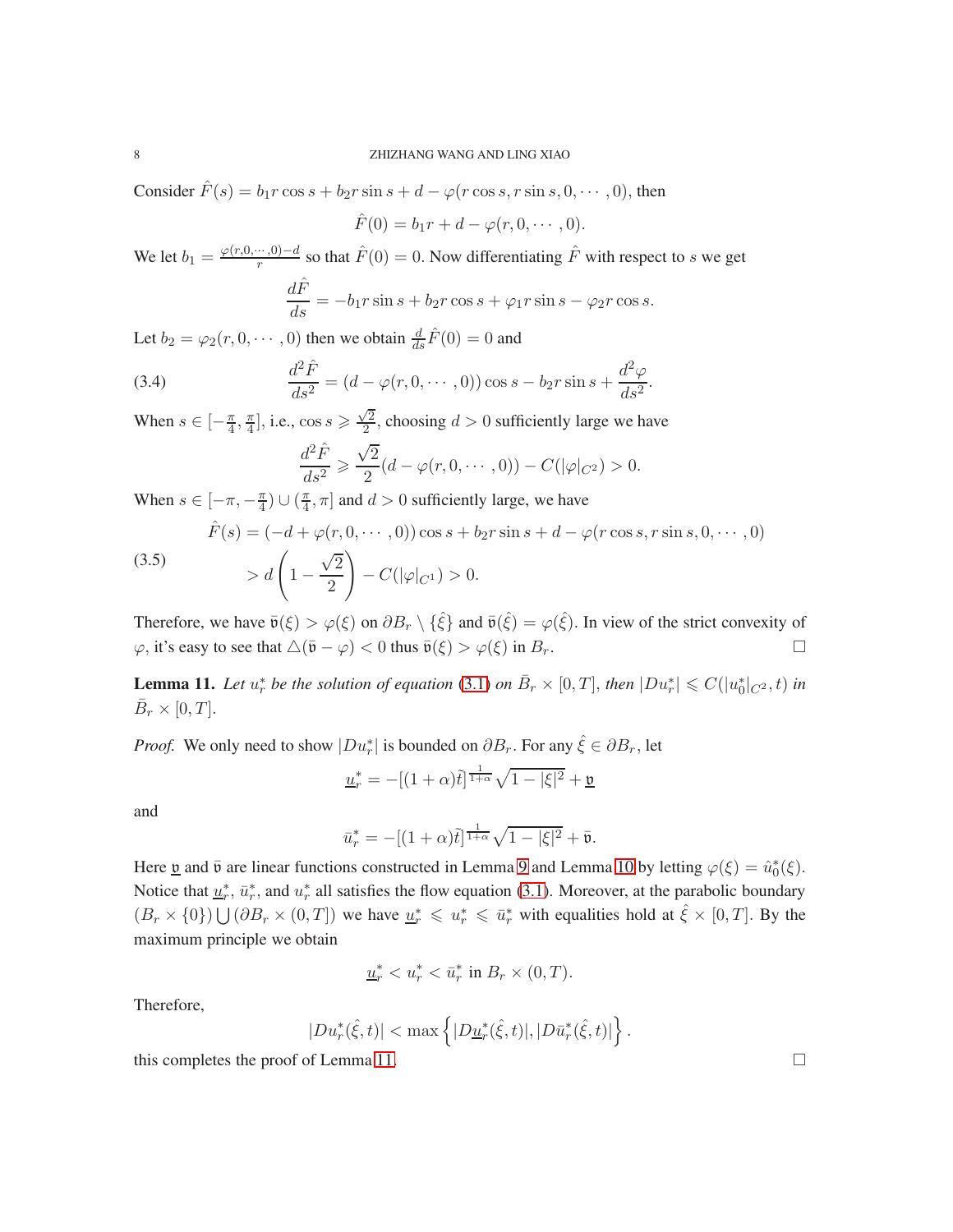Consider $\hat{F}(s) = b_1 r\cos s + b_2 r\sin s + d - \varphi(r\cos s, r\sin s, 0, \cdots, 0)$, then

$$\hat{F}(0) = b_1 r + d - \varphi(r, 0, \cdots, 0).$$

We let $b_1 = \frac{\varphi(r,0,\cdots,0)-d}{r}$ so that $\hat{F}(0) = 0$. Now differentiating $\hat{F}$ with respect to $s$ we get

$$\frac{d\hat{F}}{ds} = -b_1 r\sin s + b_2 r\cos s + \varphi_1 r\sin s - \varphi_2 r\cos s.$$

Let $b_2 = \varphi_2(r, 0, \cdots, 0)$ then we obtain $\frac{d}{ds}\hat{F}(0) = 0$ and

$$\frac{d^2\hat{F}}{ds^2} = (d - \varphi(r, 0, \cdots, 0))\cos s - b_2 r\sin s + \frac{d^2\varphi}{ds^2}. \tag{3.4}$$

When $s \in [-\frac{\pi}{4}, \frac{\pi}{4}]$, i.e., $\cos s \geqslant \frac{\sqrt{2}}{2}$, choosing $d > 0$ sufficiently large we have

$$\frac{d^2\hat{F}}{ds^2} \geqslant \frac{\sqrt{2}}{2}(d - \varphi(r, 0, \cdots, 0)) - C(|\varphi|_{C^2}) > 0.$$

When $s \in [-\pi, -\frac{\pi}{4}) \cup (\frac{\pi}{4}, \pi]$ and $d > 0$ sufficiently large, we have

$$\begin{aligned}\hat{F}(s) &= (-d + \varphi(r, 0, \cdots, 0))\cos s + b_2 r\sin s + d - \varphi(r\cos s, r\sin s, 0, \cdots, 0)\\ &> d\left(1 - \frac{\sqrt{2}}{2}\right) - C(|\varphi|_{C^1}) > 0.\end{aligned} \tag{3.5}$$

Therefore, we have $\bar{\mathfrak{v}}(\xi) > \varphi(\xi)$ on $\partial B_r \setminus \{\hat{\xi}\}$ and $\bar{\mathfrak{v}}(\hat{\xi}) = \varphi(\hat{\xi})$. In view of the strict convexity of $\varphi$, it's easy to see that $\triangle(\bar{\mathfrak{v}} - \varphi) < 0$ thus $\bar{\mathfrak{v}}(\xi) > \varphi(\xi)$ in $B_r$. $\square$

**Lemma 11.** *Let $u_r^*$ be the solution of equation (3.1) on $\bar{B}_r \times [0, T]$, then $|Du_r^*| \leqslant C(|u_0^*|_{C^2}, t)$ in $\bar{B}_r \times [0, T]$.*

*Proof.* We only need to show $|Du_r^*|$ is bounded on $\partial B_r$. For any $\hat{\xi} \in \partial B_r$, let

$$\underline{u}_r^* = -[(1+\alpha)\tilde{t}]^{\frac{1}{1+\alpha}}\sqrt{1 - |\xi|^2} + \underline{\mathfrak{v}}$$

and

$$\bar{u}_r^* = -[(1+\alpha)\tilde{t}]^{\frac{1}{1+\alpha}}\sqrt{1 - |\xi|^2} + \bar{\mathfrak{v}}.$$

Here $\underline{\mathfrak{v}}$ and $\bar{\mathfrak{v}}$ are linear functions constructed in Lemma 9 and Lemma 10 by letting $\varphi(\xi) = \hat{u}_0^*(\xi)$. Notice that $\underline{u}_r^*$, $\bar{u}_r^*$, and $u_r^*$ all satisfies the flow equation (3.1). Moreover, at the parabolic boundary $(B_r \times \{0\}) \bigcup (\partial B_r \times (0, T])$ we have $\underline{u}_r^* \leqslant u_r^* \leqslant \bar{u}_r^*$ with equalities hold at $\hat{\xi} \times [0, T]$. By the maximum principle we obtain

$$\underline{u}_r^* < u_r^* < \bar{u}_r^* \text{ in } B_r \times (0, T).$$

Therefore,

$$|Du_r^*(\hat{\xi}, t)| < \max\left\{|D\underline{u}_r^*(\hat{\xi}, t)|, |D\bar{u}_r^*(\hat{\xi}, t)|\right\}.$$

this completes the proof of Lemma 11. $\square$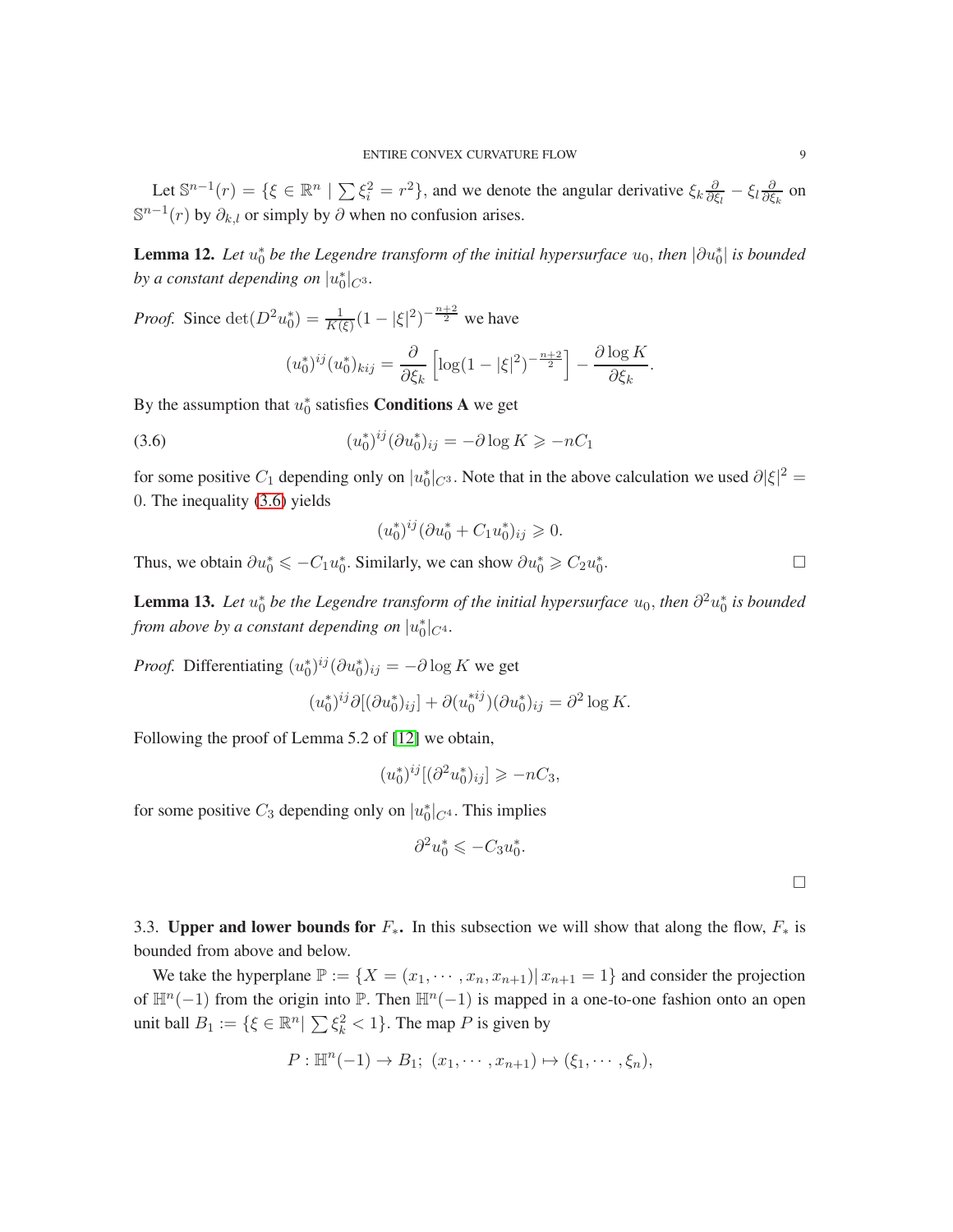Let $\mathbb{S}^{n-1}(r) = \{\xi \in \mathbb{R}^n \mid \sum \xi_i^2 = r^2\}$, and we denote the angular derivative $\xi_k \frac{\partial}{\partial \xi_l} - \xi_l \frac{\partial}{\partial \xi_k}$ on $\mathbb{S}^{n-1}(r)$ by $\partial_{k,l}$ or simply by $\partial$ when no confusion arises.

**Lemma 12.** *Let $u_0^*$ be the Legendre transform of the initial hypersurface $u_0$, then $|\partial u_0^*|$ is bounded by a constant depending on $|u_0^*|_{C^3}$.*

*Proof.* Since $\det(D^2 u_0^*) = \frac{1}{K(\xi)}(1-|\xi|^2)^{-\frac{n+2}{2}}$ we have

$$(u_0^*)^{ij}(u_0^*)_{kij} = \frac{\partial}{\partial \xi_k}\left[\log(1-|\xi|^2)^{-\frac{n+2}{2}}\right] - \frac{\partial \log K}{\partial \xi_k}.$$

By the assumption that $u_0^*$ satisfies **Conditions A** we get

$$(u_0^*)^{ij}(\partial u_0^*)_{ij} = -\partial \log K \geqslant -nC_1 \tag{3.6}$$

for some positive $C_1$ depending only on $|u_0^*|_{C^3}$. Note that in the above calculation we used $\partial|\xi|^2 = 0$. The inequality (3.6) yields

$$(u_0^*)^{ij}(\partial u_0^* + C_1 u_0^*)_{ij} \geqslant 0.$$

Thus, we obtain $\partial u_0^* \leqslant -C_1 u_0^*$. Similarly, we can show $\partial u_0^* \geqslant C_2 u_0^*$. $\square$

**Lemma 13.** *Let $u_0^*$ be the Legendre transform of the initial hypersurface $u_0$, then $\partial^2 u_0^*$ is bounded from above by a constant depending on $|u_0^*|_{C^4}$.*

*Proof.* Differentiating $(u_0^*)^{ij}(\partial u_0^*)_{ij} = -\partial \log K$ we get

$$(u_0^*)^{ij}\partial[(\partial u_0^*)_{ij}] + \partial(u_0^{*ij})(\partial u_0^*)_{ij} = \partial^2 \log K.$$

Following the proof of Lemma 5.2 of [12] we obtain,

$$(u_0^*)^{ij}[(\partial^2 u_0^*)_{ij}] \geqslant -nC_3,$$

for some positive $C_3$ depending only on $|u_0^*|_{C^4}$. This implies

$$\partial^2 u_0^* \leqslant -C_3 u_0^*.$$

$\square$

3.3. **Upper and lower bounds for $F_*$.** In this subsection we will show that along the flow, $F_*$ is bounded from above and below.

We take the hyperplane $\mathbb{P} := \{X = (x_1, \cdots, x_n, x_{n+1}) | \, x_{n+1} = 1\}$ and consider the projection of $\mathbb{H}^n(-1)$ from the origin into $\mathbb{P}$. Then $\mathbb{H}^n(-1)$ is mapped in a one-to-one fashion onto an open unit ball $B_1 := \{\xi \in \mathbb{R}^n | \, \sum \xi_k^2 < 1\}$. The map $P$ is given by

$$P : \mathbb{H}^n(-1) \to B_1; \; (x_1, \cdots, x_{n+1}) \mapsto (\xi_1, \cdots, \xi_n),$$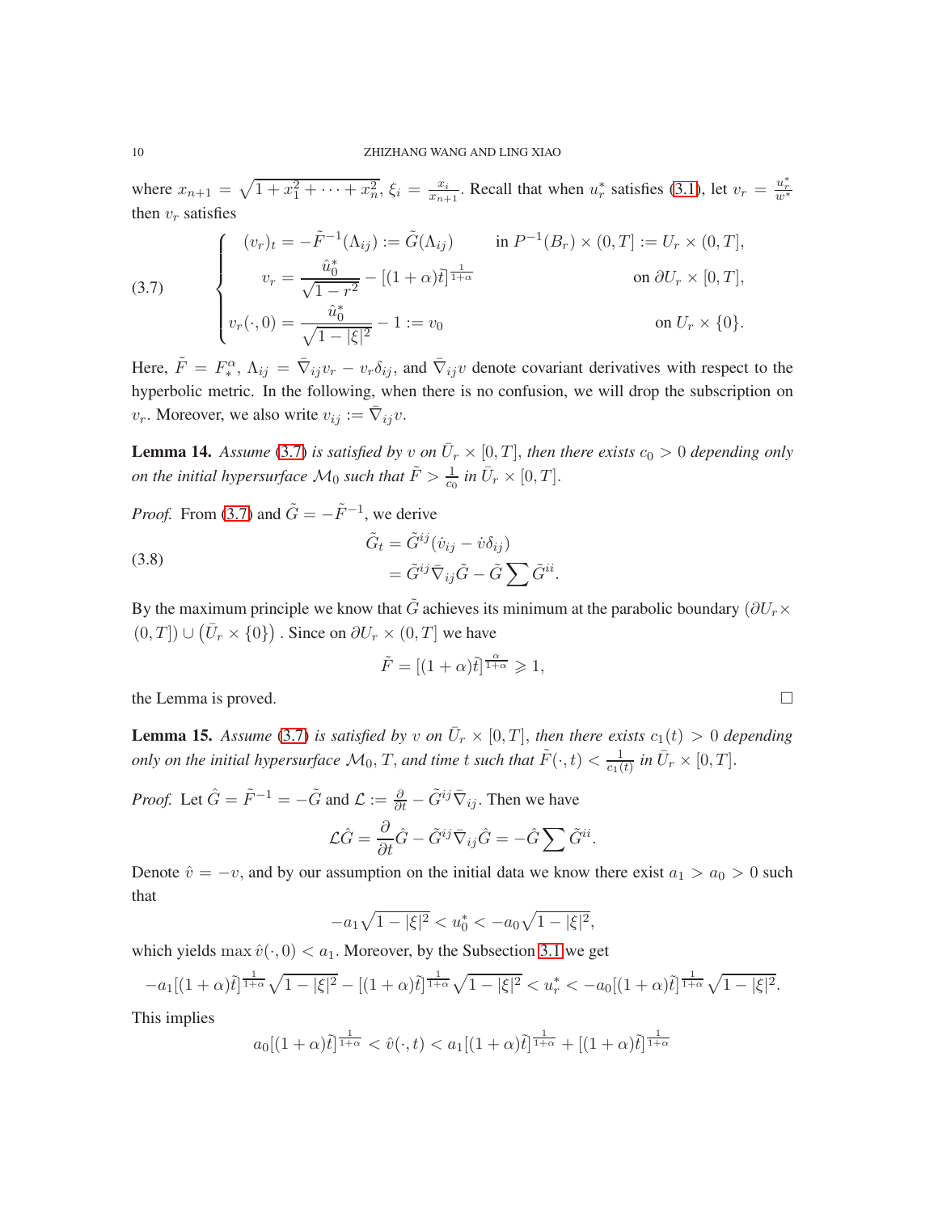where $x_{n+1} = \sqrt{1 + x_1^2 + \cdots + x_n^2}$, $\xi_i = \frac{x_i}{x_{n+1}}$. Recall that when $u_r^*$ satisfies (3.1), let $v_r = \frac{u_r^*}{w^*}$ then $v_r$ satisfies

$$
\begin{cases}
(v_r)_t = -\tilde{F}^{-1}(\Lambda_{ij}) := \tilde{G}(\Lambda_{ij}) & \text{in } P^{-1}(B_r) \times (0, T] := U_r \times (0, T], \\
v_r = \dfrac{\hat{u}_0^*}{\sqrt{1 - r^2}} - [(1+\alpha)\tilde{t}]^{\frac{1}{1+\alpha}} & \text{on } \partial U_r \times [0, T], \\
v_r(\cdot, 0) = \dfrac{\hat{u}_0^*}{\sqrt{1 - |\xi|^2}} - 1 := v_0 & \text{on } U_r \times \{0\}.
\end{cases}
\tag{3.7}
$$

Here, $\tilde{F} = F_*^{\alpha}$, $\Lambda_{ij} = \bar{\nabla}_{ij} v_r - v_r \delta_{ij}$, and $\bar{\nabla}_{ij} v$ denote covariant derivatives with respect to the hyperbolic metric. In the following, when there is no confusion, we will drop the subscription on $v_r$. Moreover, we also write $v_{ij} := \bar{\nabla}_{ij} v$.

**Lemma 14.** *Assume (3.7) is satisfied by $v$ on $\bar{U}_r \times [0, T]$, then there exists $c_0 > 0$ depending only on the initial hypersurface $\mathcal{M}_0$ such that $\tilde{F} > \frac{1}{c_0}$ in $\bar{U}_r \times [0, T]$.*

*Proof.* From (3.7) and $\tilde{G} = -\tilde{F}^{-1}$, we derive

$$
\begin{aligned}
\tilde{G}_t &= \tilde{G}^{ij}(\dot{v}_{ij} - \dot{v}\delta_{ij}) \\
&= \tilde{G}^{ij}\bar{\nabla}_{ij}\tilde{G} - \tilde{G}\sum \tilde{G}^{ii}.
\end{aligned}
\tag{3.8}
$$

By the maximum principle we know that $\tilde{G}$ achieves its minimum at the parabolic boundary $(\partial U_r \times (0, T]) \cup (\bar{U}_r \times \{0\})$. Since on $\partial U_r \times (0, T]$ we have

$$\tilde{F} = [(1+\alpha)\tilde{t}]^{\frac{\alpha}{1+\alpha}} \geqslant 1,$$

the Lemma is proved. $\square$

**Lemma 15.** *Assume (3.7) is satisfied by $v$ on $\bar{U}_r \times [0, T]$, then there exists $c_1(t) > 0$ depending only on the initial hypersurface $\mathcal{M}_0$, $T$, and time $t$ such that $\tilde{F}(\cdot, t) < \frac{1}{c_1(t)}$ in $\bar{U}_r \times [0, T]$.*

*Proof.* Let $\hat{G} = \tilde{F}^{-1} = -\tilde{G}$ and $\mathcal{L} := \frac{\partial}{\partial t} - \tilde{G}^{ij}\bar{\nabla}_{ij}$. Then we have

$$\mathcal{L}\hat{G} = \frac{\partial}{\partial t}\hat{G} - \tilde{G}^{ij}\bar{\nabla}_{ij}\hat{G} = -\hat{G}\sum \tilde{G}^{ii}.$$

Denote $\hat{v} = -v$, and by our assumption on the initial data we know there exist $a_1 > a_0 > 0$ such that

$$-a_1\sqrt{1 - |\xi|^2} < u_0^* < -a_0\sqrt{1 - |\xi|^2},$$

which yields $\max \hat{v}(\cdot, 0) < a_1$. Moreover, by the Subsection 3.1 we get

$$-a_1[(1+\alpha)\tilde{t}]^{\frac{1}{1+\alpha}}\sqrt{1 - |\xi|^2} - [(1+\alpha)\tilde{t}]^{\frac{1}{1+\alpha}}\sqrt{1 - |\xi|^2} < u_r^* < -a_0[(1+\alpha)\tilde{t}]^{\frac{1}{1+\alpha}}\sqrt{1 - |\xi|^2}.$$

This implies

$$a_0[(1+\alpha)\tilde{t}]^{\frac{1}{1+\alpha}} < \hat{v}(\cdot, t) < a_1[(1+\alpha)\tilde{t}]^{\frac{1}{1+\alpha}} + [(1+\alpha)\tilde{t}]^{\frac{1}{1+\alpha}}$$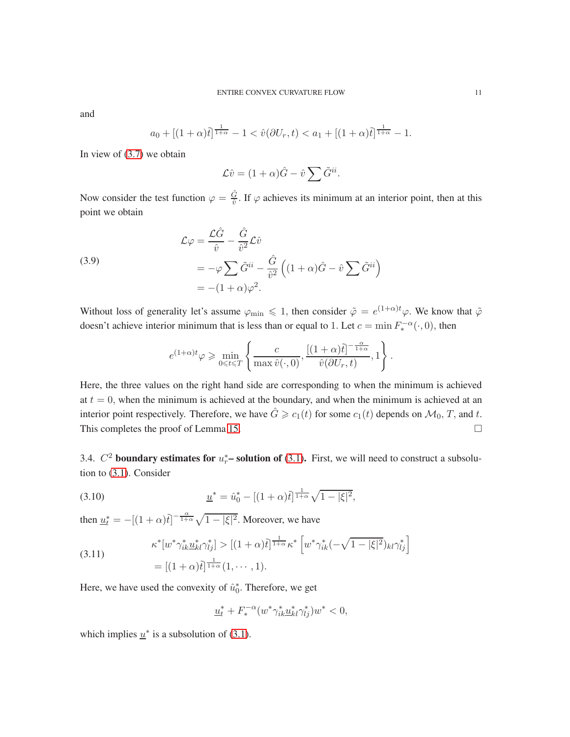and

$$a_0 + [(1+\alpha)\tilde{t}]^{\frac{1}{1+\alpha}} - 1 < \hat{v}(\partial U_r, t) < a_1 + [(1+\alpha)\tilde{t}]^{\frac{1}{1+\alpha}} - 1.$$

In view of (3.7) we obtain

$$\mathcal{L}\hat{v} = (1+\alpha)\hat{G} - \hat{v}\sum \tilde{G}^{ii}.$$

Now consider the test function $\varphi = \frac{\hat{G}}{\hat{v}}$. If $\varphi$ achieves its minimum at an interior point, then at this point we obtain

$$\begin{aligned}
\mathcal{L}\varphi &= \frac{\mathcal{L}\hat{G}}{\hat{v}} - \frac{\hat{G}}{\hat{v}^2}\mathcal{L}\hat{v} \\
&= -\varphi \sum \tilde{G}^{ii} - \frac{\hat{G}}{\hat{v}^2}\left((1+\alpha)\hat{G} - \hat{v}\sum \tilde{G}^{ii}\right) \\
&= -(1+\alpha)\varphi^2.
\end{aligned} \tag{3.9}$$

Without loss of generality let's assume $\varphi_{\min} \leqslant 1$, then consider $\tilde{\varphi} = e^{(1+\alpha)t}\varphi$. We know that $\tilde{\varphi}$ doesn't achieve interior minimum that is less than or equal to 1. Let $c = \min F_*^{-\alpha}(\cdot, 0)$, then

$$e^{(1+\alpha)t}\varphi \geqslant \min_{0\leqslant t\leqslant T}\left\{\frac{c}{\max \hat{v}(\cdot, 0)}, \frac{[(1+\alpha)\tilde{t}]^{-\frac{\alpha}{1+\alpha}}}{\hat{v}(\partial U_r, t)}, 1\right\}.$$

Here, the three values on the right hand side are corresponding to when the minimum is achieved at $t = 0$, when the minimum is achieved at the boundary, and when the minimum is achieved at an interior point respectively. Therefore, we have $\hat{G} \geqslant c_1(t)$ for some $c_1(t)$ depends on $\mathcal{M}_0$, $T$, and $t$. This completes the proof of Lemma 15. $\square$

3.4. **$C^2$ boundary estimates for $u_r^*$– solution of (3.1).** First, we will need to construct a subsolution to (3.1). Consider

$$\underline{u}^* = \hat{u}_0^* - [(1+\alpha)\tilde{t}]^{\frac{1}{1+\alpha}}\sqrt{1-|\xi|^2}, \tag{3.10}$$

then $\underline{u}_t^* = -[(1+\alpha)\tilde{t}]^{-\frac{\alpha}{1+\alpha}}\sqrt{1-|\xi|^2}$. Moreover, we have

$$\begin{aligned}
\kappa^*[w^*\gamma_{ik}^*\underline{u}_{kl}^*\gamma_{lj}^*] &> [(1+\alpha)\tilde{t}]^{\frac{1}{1+\alpha}}\kappa^*\left[w^*\gamma_{ik}^*(-\sqrt{1-|\xi|^2})_{kl}\gamma_{lj}^*\right] \\
&= [(1+\alpha)\tilde{t}]^{\frac{1}{1+\alpha}}(1, \cdots, 1).
\end{aligned} \tag{3.11}$$

Here, we have used the convexity of $\hat{u}_0^*$. Therefore, we get

$$\underline{u}_t^* + F_*^{-\alpha}(w^*\gamma_{ik}^*\underline{u}_{kl}^*\gamma_{lj}^*)w^* < 0,$$

which implies $\underline{u}^*$ is a subsolution of (3.1).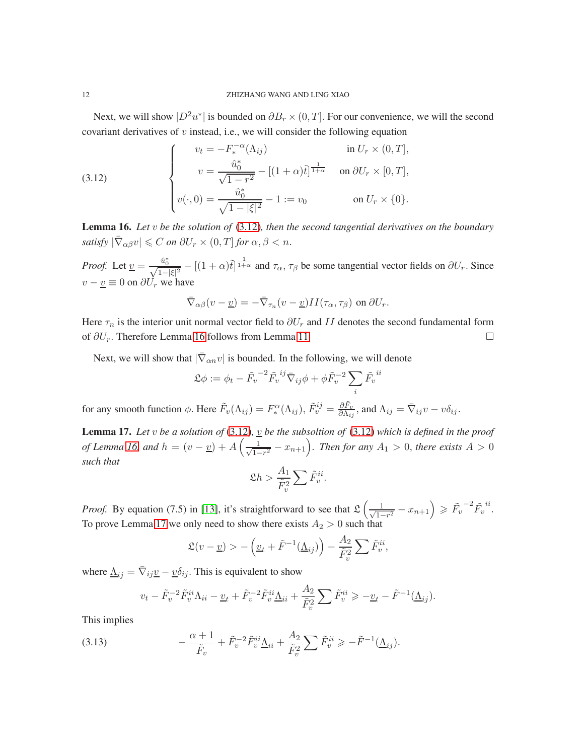Next, we will show $|D^2u^*|$ is bounded on $\partial B_r \times (0,T]$. For our convenience, we will the second covariant derivatives of $v$ instead, i.e., we will consider the following equation

$$
\begin{cases}
v_t = -F_*^{-\alpha}(\Lambda_{ij}) & \text{in } U_r \times (0,T], \\
v = \dfrac{\hat{u}_0^*}{\sqrt{1-r^2}} - [(1+\alpha)\tilde{t}]^{\frac{1}{1+\alpha}} & \text{on } \partial U_r \times [0,T], \\
v(\cdot, 0) = \dfrac{\hat{u}_0^*}{\sqrt{1-|\xi|^2}} - 1 := v_0 & \text{on } U_r \times \{0\}.
\end{cases} \tag{3.12}
$$

**Lemma 16.** *Let $v$ be the solution of (3.12), then the second tangential derivatives on the boundary satisfy $|\bar{\nabla}_{\alpha\beta} v| \leqslant C$ on $\partial U_r \times (0,T]$ for $\alpha, \beta < n$.*

*Proof.* Let $\underline{v} = \frac{\hat{u}_0^*}{\sqrt{1-|\xi|^2}} - [(1+\alpha)\tilde{t}]^{\frac{1}{1+\alpha}}$ and $\tau_\alpha, \tau_\beta$ be some tangential vector fields on $\partial U_r$. Since $v - \underline{v} \equiv 0$ on $\partial U_r$ we have

$$\bar{\nabla}_{\alpha\beta}(v - \underline{v}) = -\bar{\nabla}_{\tau_n}(v - \underline{v}) II(\tau_\alpha, \tau_\beta) \text{ on } \partial U_r.$$

Here $\tau_n$ is the interior unit normal vector field to $\partial U_r$ and $II$ denotes the second fundamental form of $\partial U_r$. Therefore Lemma 16 follows from Lemma 11. $\square$

Next, we will show that $|\bar{\nabla}_{\alpha n} v|$ is bounded. In the following, we will denote

$$\mathfrak{L}\phi := \phi_t - \tilde{F_v}^{-2}\tilde{F_v}^{ij}\bar{\nabla}_{ij}\phi + \phi \tilde{F}_v^{-2}\sum_i \tilde{F_v}^{ii}$$

for any smooth function $\phi$. Here $\tilde{F}_v(\Lambda_{ij}) = F_*^\alpha(\Lambda_{ij})$, $\tilde{F}_v^{ij} = \frac{\partial \tilde{F}_v}{\partial \Lambda_{ij}}$, and $\Lambda_{ij} = \bar{\nabla}_{ij} v - v\delta_{ij}$.

**Lemma 17.** *Let $v$ be a solution of (3.12), $\underline{v}$ be the subsoltion of (3.12) which is defined in the proof of Lemma 16, and $h = (v - \underline{v}) + A\left(\frac{1}{\sqrt{1-r^2}} - x_{n+1}\right)$. Then for any $A_1 > 0$, there exists $A > 0$ such that*

$$\mathfrak{L}h > \frac{A_1}{\tilde{F}_v^2}\sum \tilde{F}_v^{ii}.$$

*Proof.* By equation (7.5) in [13], it's straightforward to see that $\mathfrak{L}\left(\frac{1}{\sqrt{1-r^2}} - x_{n+1}\right) \geqslant \tilde{F_v}^{-2}\tilde{F_v}^{ii}$. To prove Lemma 17 we only need to show there exists $A_2 > 0$ such that

$$\mathfrak{L}(v - \underline{v}) > -\left(\underline{v}_t + \tilde{F}^{-1}(\underline{\Lambda}_{ij})\right) - \frac{A_2}{\tilde{F}_v^2}\sum \tilde{F}_v^{ii},$$

where $\underline{\Lambda}_{ij} = \bar{\nabla}_{ij}\underline{v} - \underline{v}\delta_{ij}$. This is equivalent to show

$$v_t - \tilde{F}_v^{-2}\tilde{F}_v^{ii}\Lambda_{ii} - \underline{v}_t + \tilde{F}_v^{-2}\tilde{F}_v^{ii}\underline{\Lambda}_{ii} + \frac{A_2}{\tilde{F}_v^2}\sum \tilde{F}_v^{ii} \geqslant -\underline{v}_t - \tilde{F}^{-1}(\underline{\Lambda}_{ij}).$$

This implies

$$-\frac{\alpha+1}{\tilde{F}_v} + \tilde{F}_v^{-2}\tilde{F}_v^{ii}\underline{\Lambda}_{ii} + \frac{A_2}{\tilde{F}_v^2}\sum \tilde{F}_v^{ii} \geqslant -\tilde{F}^{-1}(\underline{\Lambda}_{ij}). \tag{3.13}$$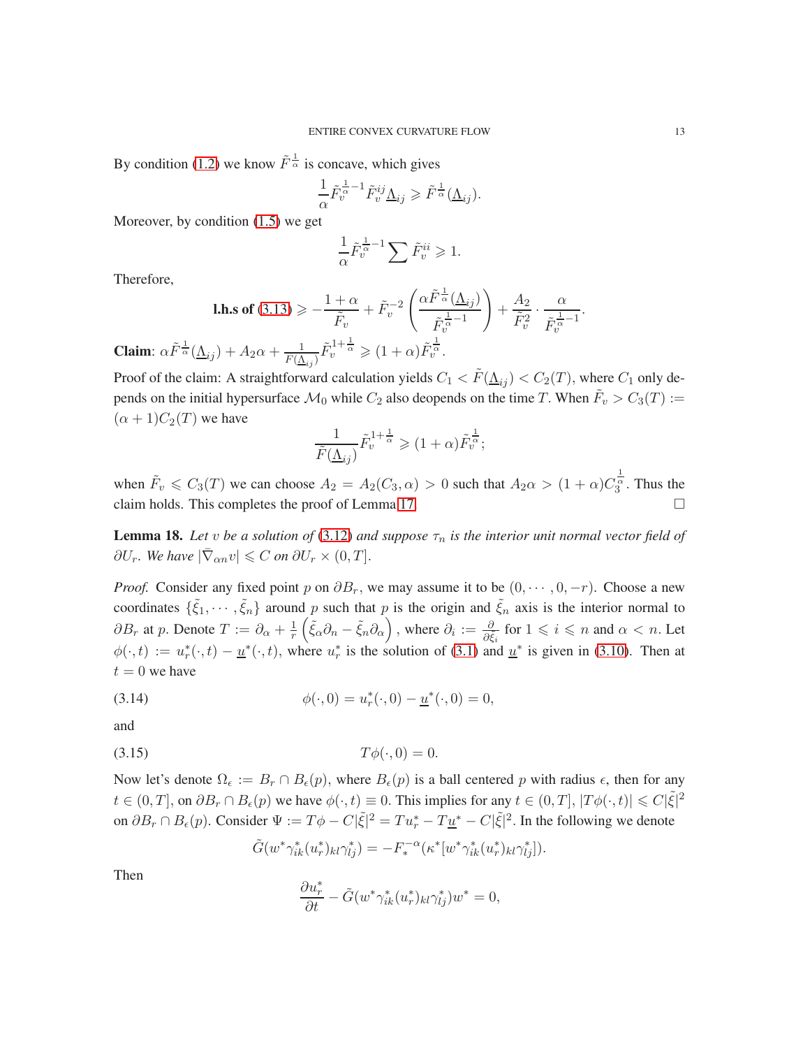By condition (1.2) we know $\tilde{F}^{\frac{1}{\alpha}}$ is concave, which gives

$$\frac{1}{\alpha}\tilde{F}_v^{\frac{1}{\alpha}-1}\tilde{F}_v^{ij}\underline{\Lambda}_{ij} \geqslant \tilde{F}^{\frac{1}{\alpha}}(\underline{\Lambda}_{ij}).$$

Moreover, by condition (1.5) we get

$$\frac{1}{\alpha}\tilde{F}_v^{\frac{1}{\alpha}-1}\sum \tilde{F}_v^{ii} \geqslant 1.$$

Therefore,

$$\textbf{l.h.s of (3.13)} \geqslant -\frac{1+\alpha}{\tilde{F}_v} + \tilde{F}_v^{-2}\left(\frac{\alpha\tilde{F}^{\frac{1}{\alpha}}(\underline{\Lambda}_{ij})}{\tilde{F}_v^{\frac{1}{\alpha}-1}}\right) + \frac{A_2}{\tilde{F}_v^2}\cdot\frac{\alpha}{\tilde{F}_v^{\frac{1}{\alpha}-1}}.$$

**Claim**: $\alpha\tilde{F}^{\frac{1}{\alpha}}(\underline{\Lambda}_{ij}) + A_2\alpha + \frac{1}{F(\underline{\Lambda}_{ij})}\tilde{F}_v^{1+\frac{1}{\alpha}} \geqslant (1+\alpha)\tilde{F}_v^{\frac{1}{\alpha}}$.

Proof of the claim: A straightforward calculation yields $C_1 < \tilde{F}(\underline{\Lambda}_{ij}) < C_2(T)$, where $C_1$ only depends on the initial hypersurface $\mathcal{M}_0$ while $C_2$ also deopends on the time $T$. When $\tilde{F}_v > C_3(T) := (\alpha+1)C_2(T)$ we have

$$\frac{1}{\tilde{F}(\underline{\Lambda}_{ij})}\tilde{F}_v^{1+\frac{1}{\alpha}} \geqslant (1+\alpha)\tilde{F}_v^{\frac{1}{\alpha}};$$

when $\tilde{F}_v \leqslant C_3(T)$ we can choose $A_2 = A_2(C_3,\alpha) > 0$ such that $A_2\alpha > (1+\alpha)C_3^{\frac{1}{\alpha}}$. Thus the claim holds. This completes the proof of Lemma 17. $\square$

**Lemma 18.** *Let $v$ be a solution of (3.12) and suppose $\tau_n$ is the interior unit normal vector field of $\partial U_r$. We have $|\bar{\nabla}_{\alpha n}v| \leqslant C$ on $\partial U_r \times (0,T]$.*

*Proof.* Consider any fixed point $p$ on $\partial B_r$, we may assume it to be $(0,\cdots,0,-r)$. Choose a new coordinates $\{\tilde{\xi}_1,\cdots,\tilde{\xi}_n\}$ around $p$ such that $p$ is the origin and $\tilde{\xi}_n$ axis is the interior normal to $\partial B_r$ at $p$. Denote $T := \partial_\alpha + \frac{1}{r}\left(\tilde{\xi}_\alpha\partial_n - \tilde{\xi}_n\partial_\alpha\right)$, where $\partial_i := \frac{\partial}{\partial\tilde{\xi}_i}$ for $1 \leqslant i \leqslant n$ and $\alpha < n$. Let $\phi(\cdot,t) := u_r^*(\cdot,t) - \underline{u}^*(\cdot,t)$, where $u_r^*$ is the solution of (3.1) and $\underline{u}^*$ is given in (3.10). Then at $t=0$ we have

$$\phi(\cdot,0) = u_r^*(\cdot,0) - \underline{u}^*(\cdot,0) = 0, \tag{3.14}$$

and

$$T\phi(\cdot,0) = 0. \tag{3.15}$$

Now let's denote $\Omega_\epsilon := B_r \cap B_\epsilon(p)$, where $B_\epsilon(p)$ is a ball centered $p$ with radius $\epsilon$, then for any $t \in (0,T]$, on $\partial B_r \cap B_\epsilon(p)$ we have $\phi(\cdot,t) \equiv 0$. This implies for any $t \in (0,T]$, $|T\phi(\cdot,t)| \leqslant C|\tilde{\xi}|^2$ on $\partial B_r \cap B_\epsilon(p)$. Consider $\Psi := T\phi - C|\tilde{\xi}|^2 = Tu_r^* - T\underline{u}^* - C|\tilde{\xi}|^2$. In the following we denote

$$\tilde{G}(w^*\gamma_{ik}^*(u_r^*)_{kl}\gamma_{lj}^*) = -F_*^{-\alpha}(\kappa^*[w^*\gamma_{ik}^*(u_r^*)_{kl}\gamma_{lj}^*]).$$

Then

$$\frac{\partial u_r^*}{\partial t} - \tilde{G}(w^*\gamma_{ik}^*(u_r^*)_{kl}\gamma_{lj}^*)w^* = 0,$$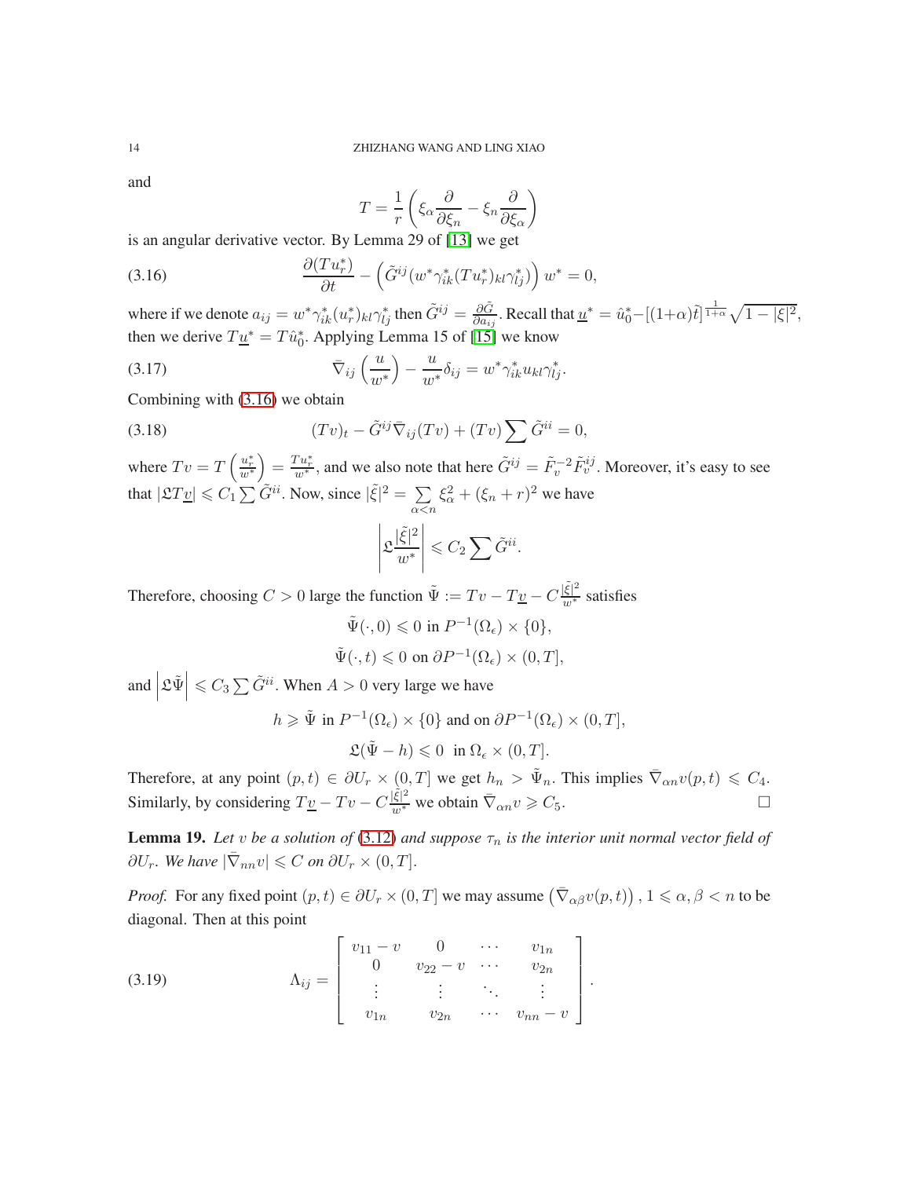and

$$T = \frac{1}{r}\left(\xi_\alpha \frac{\partial}{\partial \xi_n} - \xi_n \frac{\partial}{\partial \xi_\alpha}\right)$$

is an angular derivative vector. By Lemma 29 of [13] we get

$$\frac{\partial (Tu_r^*)}{\partial t} - \left(\tilde{G}^{ij}(w^*\gamma^*_{ik}(Tu^*_r)_{kl}\gamma^*_{lj})\right) w^* = 0, \tag{3.16}$$

where if we denote $a_{ij} = w^*\gamma^*_{ik}(u^*_r)_{kl}\gamma^*_{lj}$ then $\tilde{G}^{ij} = \frac{\partial \tilde{G}}{\partial a_{ij}}$. Recall that $\underline{u}^* = \hat{u}^*_0 - [(1+\alpha)\tilde{t}]^{\frac{1}{1+\alpha}}\sqrt{1-|\xi|^2}$, then we derive $T\underline{u}^* = T\hat{u}^*_0$. Applying Lemma 15 of [15] we know

$$\bar{\nabla}_{ij}\left(\frac{u}{w^*}\right) - \frac{u}{w^*}\delta_{ij} = w^*\gamma^*_{ik}u_{kl}\gamma^*_{lj}. \tag{3.17}$$

Combining with (3.16) we obtain

$$(Tv)_t - \tilde{G}^{ij}\bar{\nabla}_{ij}(Tv) + (Tv)\sum \tilde{G}^{ii} = 0, \tag{3.18}$$

where $Tv = T\left(\frac{u^*_r}{w^*}\right) = \frac{Tu^*_r}{w^*}$, and we also note that here $\tilde{G}^{ij} = \tilde{F}_v^{-2}\tilde{F}_v^{ij}$. Moreover, it's easy to see that $|\mathfrak{L}T\underline{v}| \leqslant C_1\sum \tilde{G}^{ii}$. Now, since $|\tilde{\xi}|^2 = \sum\limits_{\alpha<n}\xi^2_\alpha + (\xi_n + r)^2$ we have

$$\left|\mathfrak{L}\frac{|\tilde{\xi}|^2}{w^*}\right| \leqslant C_2\sum \tilde{G}^{ii}.$$

Therefore, choosing $C > 0$ large the function $\tilde{\Psi} := Tv - T\underline{v} - C\frac{|\tilde{\xi}|^2}{w^*}$ satisfies

$$\tilde{\Psi}(\cdot, 0) \leqslant 0 \text{ in } P^{-1}(\Omega_\epsilon)\times\{0\},$$

$$\tilde{\Psi}(\cdot, t) \leqslant 0 \text{ on } \partial P^{-1}(\Omega_\epsilon)\times(0,T],$$

and $\left|\mathfrak{L}\tilde{\Psi}\right| \leqslant C_3\sum\tilde{G}^{ii}$. When $A > 0$ very large we have

$$h \geqslant \tilde{\Psi} \text{ in } P^{-1}(\Omega_\epsilon)\times\{0\} \text{ and on } \partial P^{-1}(\Omega_\epsilon)\times(0,T],$$

$$\mathfrak{L}(\tilde{\Psi} - h) \leqslant 0 \text{ in } \Omega_\epsilon\times(0,T].$$

Therefore, at any point $(p,t)\in\partial U_r\times(0,T]$ we get $h_n > \tilde{\Psi}_n$. This implies $\bar{\nabla}_{\alpha n}v(p,t) \leqslant C_4$. Similarly, by considering $T\underline{v} - Tv - C\frac{|\tilde{\xi}|^2}{w^*}$ we obtain $\bar{\nabla}_{\alpha n}v \geqslant C_5$. □

**Lemma 19.** *Let $v$ be a solution of (3.12) and suppose $\tau_n$ is the interior unit normal vector field of $\partial U_r$. We have $|\bar{\nabla}_{nn}v| \leqslant C$ on $\partial U_r\times(0,T]$.*

*Proof.* For any fixed point $(p,t)\in\partial U_r\times(0,T]$ we may assume $\left(\bar{\nabla}_{\alpha\beta}v(p,t)\right)$, $1\leqslant\alpha,\beta<n$ to be diagonal. Then at this point

$$\Lambda_{ij} = \begin{bmatrix} v_{11}-v & 0 & \cdots & v_{1n} \\ 0 & v_{22}-v & \cdots & v_{2n} \\ \vdots & \vdots & \ddots & \vdots \\ v_{1n} & v_{2n} & \cdots & v_{nn}-v \end{bmatrix}. \tag{3.19}$$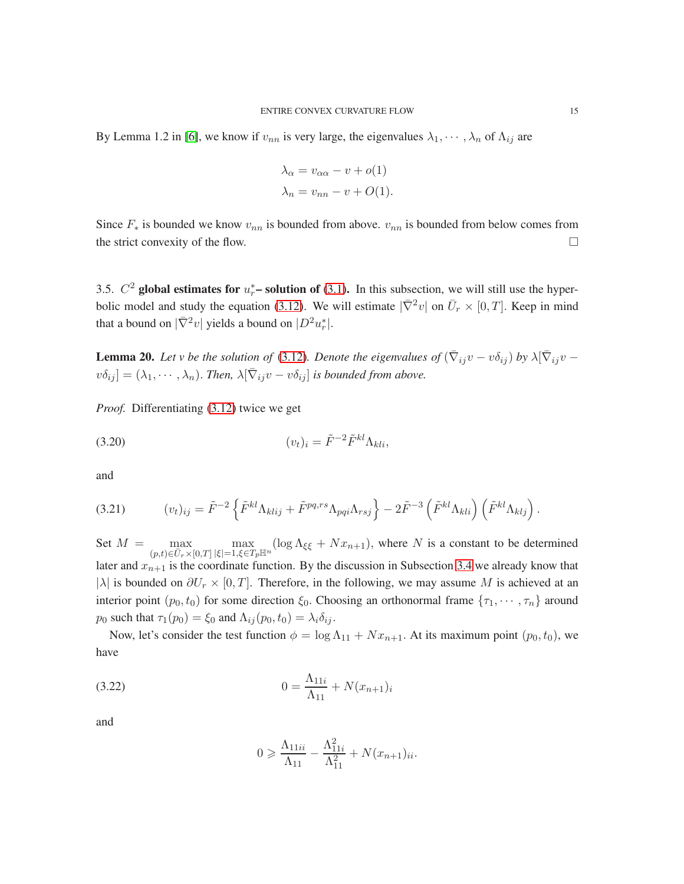By Lemma 1.2 in [6], we know if $v_{nn}$ is very large, the eigenvalues $\lambda_1, \cdots, \lambda_n$ of $\Lambda_{ij}$ are

$$
\begin{aligned}
\lambda_\alpha &= v_{\alpha\alpha} - v + o(1) \\
\lambda_n &= v_{nn} - v + O(1).
\end{aligned}
$$

Since $F_*$ is bounded we know $v_{nn}$ is bounded from above. $v_{nn}$ is bounded from below comes from the strict convexity of the flow. $\square$

3.5. **$C^2$ global estimates for $u_r^*$– solution of (3.1).** In this subsection, we will still use the hyperbolic model and study the equation (3.12). We will estimate $|\bar\nabla^2 v|$ on $\bar U_r \times [0, T]$. Keep in mind that a bound on $|\bar\nabla^2 v|$ yields a bound on $|D^2 u_r^*|$.

**Lemma 20.** *Let $v$ be the solution of (3.12). Denote the eigenvalues of $(\bar\nabla_{ij} v - v\delta_{ij})$ by $\lambda[\bar\nabla_{ij} v - v\delta_{ij}] = (\lambda_1, \cdots, \lambda_n)$. Then, $\lambda[\bar\nabla_{ij} v - v\delta_{ij}]$ is bounded from above.*

*Proof.* Differentiating (3.12) twice we get

$$
(v_t)_i = \tilde F^{-2} \tilde F^{kl} \Lambda_{kli}, \tag{3.20}
$$

and

$$
(v_t)_{ij} = \tilde F^{-2} \left\{ \tilde F^{kl} \Lambda_{klij} + \tilde F^{pq,rs} \Lambda_{pqi} \Lambda_{rsj} \right\} - 2 \tilde F^{-3} \left( \tilde F^{kl} \Lambda_{kli} \right) \left( \tilde F^{kl} \Lambda_{klj} \right). \tag{3.21}
$$

Set $M = \max\limits_{(p,t)\in \bar U_r \times [0,T]} \max\limits_{|\xi|=1, \xi \in T_p \mathbb{H}^n} (\log \Lambda_{\xi\xi} + N x_{n+1})$, where $N$ is a constant to be determined later and $x_{n+1}$ is the coordinate function. By the discussion in Subsection 3.4 we already know that $|\lambda|$ is bounded on $\partial U_r \times [0, T]$. Therefore, in the following, we may assume $M$ is achieved at an interior point $(p_0, t_0)$ for some direction $\xi_0$. Choosing an orthonormal frame $\{\tau_1, \cdots, \tau_n\}$ around $p_0$ such that $\tau_1(p_0) = \xi_0$ and $\Lambda_{ij}(p_0, t_0) = \lambda_i \delta_{ij}$.

Now, let's consider the test function $\phi = \log \Lambda_{11} + N x_{n+1}$. At its maximum point $(p_0, t_0)$, we have

$$
0 = \frac{\Lambda_{11i}}{\Lambda_{11}} + N (x_{n+1})_i \tag{3.22}
$$

and

$$
0 \geqslant \frac{\Lambda_{11ii}}{\Lambda_{11}} - \frac{\Lambda_{11i}^2}{\Lambda_{11}^2} + N (x_{n+1})_{ii}.
$$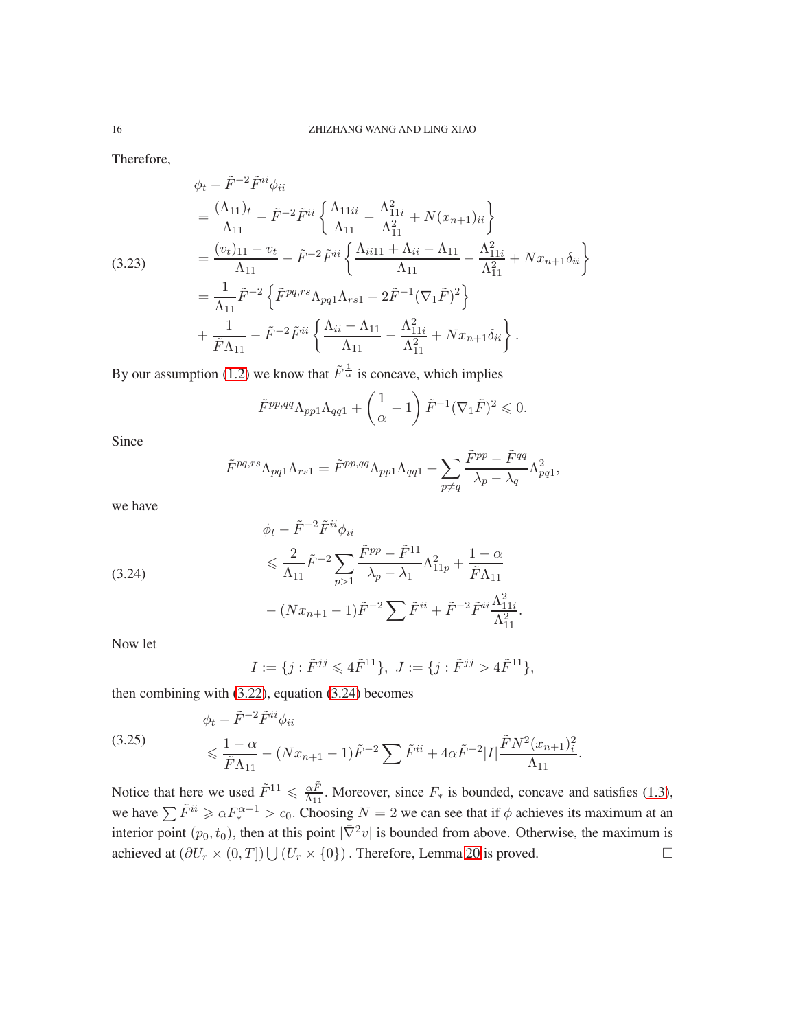Therefore,

$$
\begin{aligned}
&\phi_t - \tilde{F}^{-2}\tilde{F}^{ii}\phi_{ii} \\
&= \frac{(\Lambda_{11})_t}{\Lambda_{11}} - \tilde{F}^{-2}\tilde{F}^{ii}\left\{\frac{\Lambda_{11ii}}{\Lambda_{11}} - \frac{\Lambda_{11i}^2}{\Lambda_{11}^2} + N(x_{n+1})_{ii}\right\} \\
&= \frac{(v_t)_{11} - v_t}{\Lambda_{11}} - \tilde{F}^{-2}\tilde{F}^{ii}\left\{\frac{\Lambda_{ii11} + \Lambda_{ii} - \Lambda_{11}}{\Lambda_{11}} - \frac{\Lambda_{11i}^2}{\Lambda_{11}^2} + N x_{n+1}\delta_{ii}\right\} \\
&= \frac{1}{\Lambda_{11}}\tilde{F}^{-2}\left\{\tilde{F}^{pq,rs}\Lambda_{pq1}\Lambda_{rs1} - 2\tilde{F}^{-1}(\nabla_1\tilde{F})^2\right\} \\
&\quad + \frac{1}{\tilde{F}\Lambda_{11}} - \tilde{F}^{-2}\tilde{F}^{ii}\left\{\frac{\Lambda_{ii} - \Lambda_{11}}{\Lambda_{11}} - \frac{\Lambda_{11i}^2}{\Lambda_{11}^2} + N x_{n+1}\delta_{ii}\right\}.
\end{aligned}
\tag{3.23}
$$

By our assumption (1.2) we know that $\tilde{F}^{\frac{1}{\alpha}}$ is concave, which implies

$$
\tilde{F}^{pp,qq}\Lambda_{pp1}\Lambda_{qq1} + \left(\frac{1}{\alpha} - 1\right)\tilde{F}^{-1}(\nabla_1\tilde{F})^2 \leqslant 0.
$$

Since

$$
\tilde{F}^{pq,rs}\Lambda_{pq1}\Lambda_{rs1} = \tilde{F}^{pp,qq}\Lambda_{pp1}\Lambda_{qq1} + \sum_{p\neq q}\frac{\tilde{F}^{pp} - \tilde{F}^{qq}}{\lambda_p - \lambda_q}\Lambda_{pq1}^2,
$$

we have

$$
\begin{aligned}
&\phi_t - \tilde{F}^{-2}\tilde{F}^{ii}\phi_{ii} \\
&\leqslant \frac{2}{\Lambda_{11}}\tilde{F}^{-2}\sum_{p>1}\frac{\tilde{F}^{pp} - \tilde{F}^{11}}{\lambda_p - \lambda_1}\Lambda_{11p}^2 + \frac{1-\alpha}{\tilde{F}\Lambda_{11}} \\
&\quad - (Nx_{n+1} - 1)\tilde{F}^{-2}\sum\tilde{F}^{ii} + \tilde{F}^{-2}\tilde{F}^{ii}\frac{\Lambda_{11i}^2}{\Lambda_{11}^2}.
\end{aligned}
\tag{3.24}
$$

Now let

$$
I := \{j : \tilde{F}^{jj} \leqslant 4\tilde{F}^{11}\},\ J := \{j : \tilde{F}^{jj} > 4\tilde{F}^{11}\},
$$

then combining with (3.22), equation (3.24) becomes

$$
\begin{aligned}
&\phi_t - \tilde{F}^{-2}\tilde{F}^{ii}\phi_{ii} \\
&\leqslant \frac{1-\alpha}{\tilde{F}\Lambda_{11}} - (Nx_{n+1} - 1)\tilde{F}^{-2}\sum\tilde{F}^{ii} + 4\alpha\tilde{F}^{-2}|I|\frac{\tilde{F}N^2(x_{n+1})_i^2}{\Lambda_{11}}.
\end{aligned}
\tag{3.25}
$$

Notice that here we used $\tilde{F}^{11} \leqslant \frac{\alpha\tilde{F}}{\Lambda_{11}}$. Moreover, since $F_*$ is bounded, concave and satisfies (1.3), we have $\sum\tilde{F}^{ii} \geqslant \alpha F_*^{\alpha-1} > c_0$. Choosing $N = 2$ we can see that if $\phi$ achieves its maximum at an interior point $(p_0, t_0)$, then at this point $|\bar{\nabla}^2 v|$ is bounded from above. Otherwise, the maximum is achieved at $(\partial U_r \times (0, T]) \bigcup (U_r \times \{0\})$. Therefore, Lemma 20 is proved. $\square$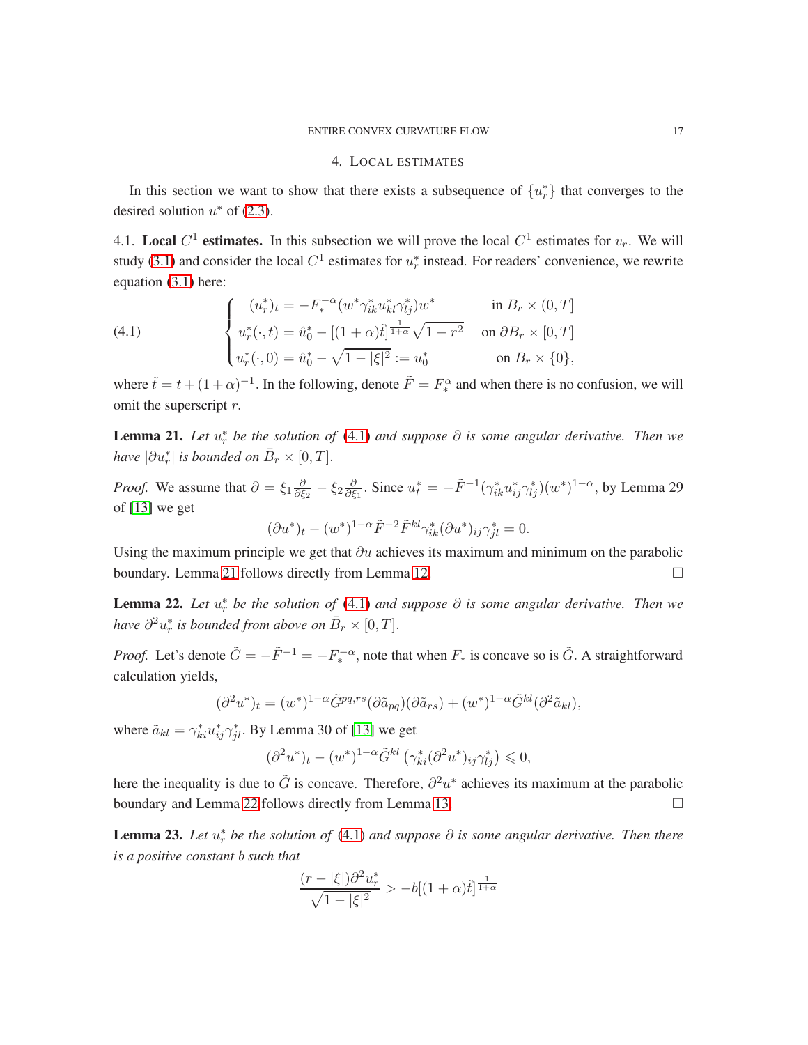## 4. Local estimates

In this section we want to show that there exists a subsequence of $\{u_r^*\}$ that converges to the desired solution $u^*$ of (2.3).

4.1. **Local $C^1$ estimates.** In this subsection we will prove the local $C^1$ estimates for $v_r$. We will study (3.1) and consider the local $C^1$ estimates for $u_r^*$ instead. For readers' convenience, we rewrite equation (3.1) here:

$$
\begin{cases}
(u_r^*)_t = -F_*^{-\alpha}(w^*\gamma_{ik}^* u_{kl}^* \gamma_{lj}^*) w^* & \text{in } B_r \times (0,T] \\
u_r^*(\cdot, t) = \hat{u}_0^* - [(1+\alpha)\tilde{t}]^{\frac{1}{1+\alpha}} \sqrt{1-r^2} & \text{on } \partial B_r \times [0,T] \\
u_r^*(\cdot, 0) = \hat{u}_0^* - \sqrt{1-|\xi|^2} := u_0^* & \text{on } B_r \times \{0\},
\end{cases}
\tag{4.1}
$$

where $\tilde{t} = t + (1+\alpha)^{-1}$. In the following, denote $\tilde{F} = F_*^{\alpha}$ and when there is no confusion, we will omit the superscript $r$.

**Lemma 21.** *Let $u_r^*$ be the solution of (4.1) and suppose $\partial$ is some angular derivative. Then we have $|\partial u_r^*|$ is bounded on $\bar{B}_r \times [0,T]$.*

*Proof.* We assume that $\partial = \xi_1 \frac{\partial}{\partial \xi_2} - \xi_2 \frac{\partial}{\partial \xi_1}$. Since $u_t^* = -\tilde{F}^{-1}(\gamma_{ik}^* u_{ij}^* \gamma_{lj}^*)(w^*)^{1-\alpha}$, by Lemma 29 of [13] we get

$$
(\partial u^*)_t - (w^*)^{1-\alpha} \tilde{F}^{-2} \tilde{F}^{kl} \gamma_{ik}^* (\partial u^*)_{ij} \gamma_{jl}^* = 0.
$$

Using the maximum principle we get that $\partial u$ achieves its maximum and minimum on the parabolic boundary. Lemma 21 follows directly from Lemma 12. $\square$

**Lemma 22.** *Let $u_r^*$ be the solution of (4.1) and suppose $\partial$ is some angular derivative. Then we have $\partial^2 u_r^*$ is bounded from above on $\bar{B}_r \times [0,T]$.*

*Proof.* Let's denote $\tilde{G} = -\tilde{F}^{-1} = -F_*^{-\alpha}$, note that when $F_*$ is concave so is $\tilde{G}$. A straightforward calculation yields,

$$
(\partial^2 u^*)_t = (w^*)^{1-\alpha} \tilde{G}^{pq,rs} (\partial \tilde{a}_{pq})(\partial \tilde{a}_{rs}) + (w^*)^{1-\alpha} \tilde{G}^{kl} (\partial^2 \tilde{a}_{kl}),
$$

where $\tilde{a}_{kl} = \gamma_{ki}^* u_{ij}^* \gamma_{jl}^*$. By Lemma 30 of [13] we get

$$
(\partial^2 u^*)_t - (w^*)^{1-\alpha} \tilde{G}^{kl} \left( \gamma_{ki}^* (\partial^2 u^*)_{ij} \gamma_{lj}^* \right) \leqslant 0,
$$

here the inequality is due to $\tilde{G}$ is concave. Therefore, $\partial^2 u^*$ achieves its maximum at the parabolic boundary and Lemma 22 follows directly from Lemma 13. $\square$

**Lemma 23.** *Let $u_r^*$ be the solution of (4.1) and suppose $\partial$ is some angular derivative. Then there is a positive constant $b$ such that*

$$
\frac{(r - |\xi|)\partial^2 u_r^*}{\sqrt{1-|\xi|^2}} > -b[(1+\alpha)\tilde{t}]^{\frac{1}{1+\alpha}}
$$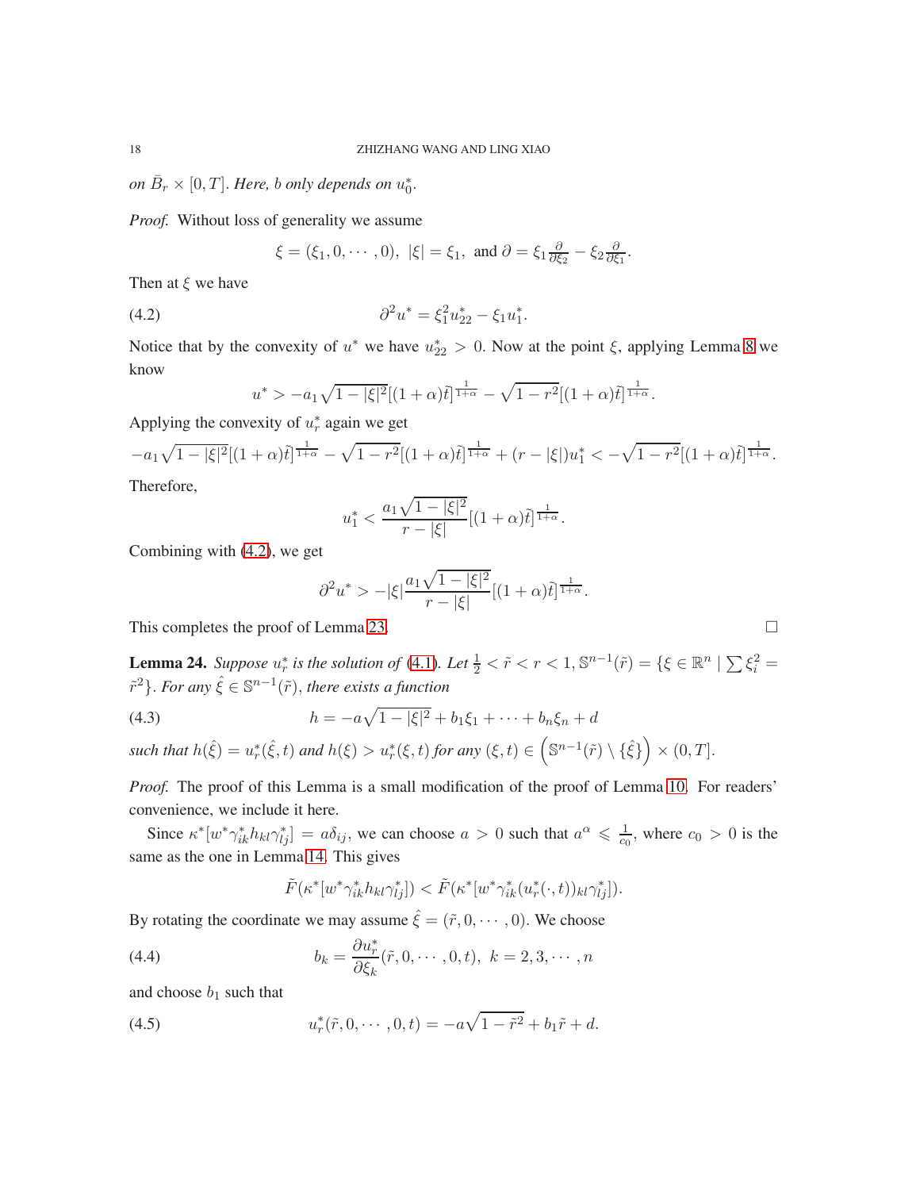*on $\bar{B}_r \times [0, T]$. Here, $b$ only depends on $u_0^*$.*

*Proof.* Without loss of generality we assume

$$\xi = (\xi_1, 0, \cdots, 0), \ |\xi| = \xi_1, \text{ and } \partial = \xi_1 \tfrac{\partial}{\partial \xi_2} - \xi_2 \tfrac{\partial}{\partial \xi_1}.$$

Then at $\xi$ we have

$$\partial^2 u^* = \xi_1^2 u_{22}^* - \xi_1 u_1^*. \tag{4.2}$$

Notice that by the convexity of $u^*$ we have $u_{22}^* > 0$. Now at the point $\xi$, applying Lemma 8 we know

$$u^* > -a_1\sqrt{1-|\xi|^2}[(1+\alpha)\tilde{t}]^{\frac{1}{1+\alpha}} - \sqrt{1-r^2}[(1+\alpha)\tilde{t}]^{\frac{1}{1+\alpha}}.$$

Applying the convexity of $u_r^*$ again we get

$$-a_1\sqrt{1-|\xi|^2}[(1+\alpha)\tilde{t}]^{\frac{1}{1+\alpha}} - \sqrt{1-r^2}[(1+\alpha)\tilde{t}]^{\frac{1}{1+\alpha}} + (r-|\xi|)u_1^* < -\sqrt{1-r^2}[(1+\alpha)\tilde{t}]^{\frac{1}{1+\alpha}}.$$

Therefore,

$$u_1^* < \frac{a_1\sqrt{1-|\xi|^2}}{r-|\xi|}[(1+\alpha)\tilde{t}]^{\frac{1}{1+\alpha}}.$$

Combining with (4.2), we get

$$\partial^2 u^* > -|\xi|\frac{a_1\sqrt{1-|\xi|^2}}{r-|\xi|}[(1+\alpha)\tilde{t}]^{\frac{1}{1+\alpha}}.$$

This completes the proof of Lemma 23. $\square$

**Lemma 24.** *Suppose $u_r^*$ is the solution of (4.1). Let $\frac{1}{2} < \tilde{r} < r < 1$, $\mathbb{S}^{n-1}(\tilde{r}) = \{\xi \in \mathbb{R}^n \mid \sum \xi_i^2 = \tilde{r}^2\}$. For any $\hat{\xi} \in \mathbb{S}^{n-1}(\tilde{r})$, there exists a function*

$$h = -a\sqrt{1-|\xi|^2} + b_1\xi_1 + \cdots + b_n\xi_n + d \tag{4.3}$$

*such that $h(\hat{\xi}) = u_r^*(\hat{\xi}, t)$ and $h(\xi) > u_r^*(\xi, t)$ for any $(\xi, t) \in \left(\mathbb{S}^{n-1}(\tilde{r}) \setminus \{\hat{\xi}\}\right) \times (0, T]$.*

*Proof.* The proof of this Lemma is a small modification of the proof of Lemma 10. For readers' convenience, we include it here.

Since $\kappa^*[w^*\gamma_{ik}^* h_{kl}\gamma_{lj}^*] = a\delta_{ij}$, we can choose $a > 0$ such that $a^\alpha \leqslant \frac{1}{c_0}$, where $c_0 > 0$ is the same as the one in Lemma 14. This gives

$$\tilde{F}(\kappa^*[w^*\gamma_{ik}^* h_{kl}\gamma_{lj}^*]) < \tilde{F}(\kappa^*[w^*\gamma_{ik}^*(u_r^*(\cdot, t))_{kl}\gamma_{lj}^*]).$$

By rotating the coordinate we may assume $\hat{\xi} = (\tilde{r}, 0, \cdots, 0)$. We choose

$$b_k = \frac{\partial u_r^*}{\partial \xi_k}(\tilde{r}, 0, \cdots, 0, t), \ k = 2, 3, \cdots, n \tag{4.4}$$

and choose $b_1$ such that

$$u_r^*(\tilde{r}, 0, \cdots, 0, t) = -a\sqrt{1-\tilde{r}^2} + b_1\tilde{r} + d. \tag{4.5}$$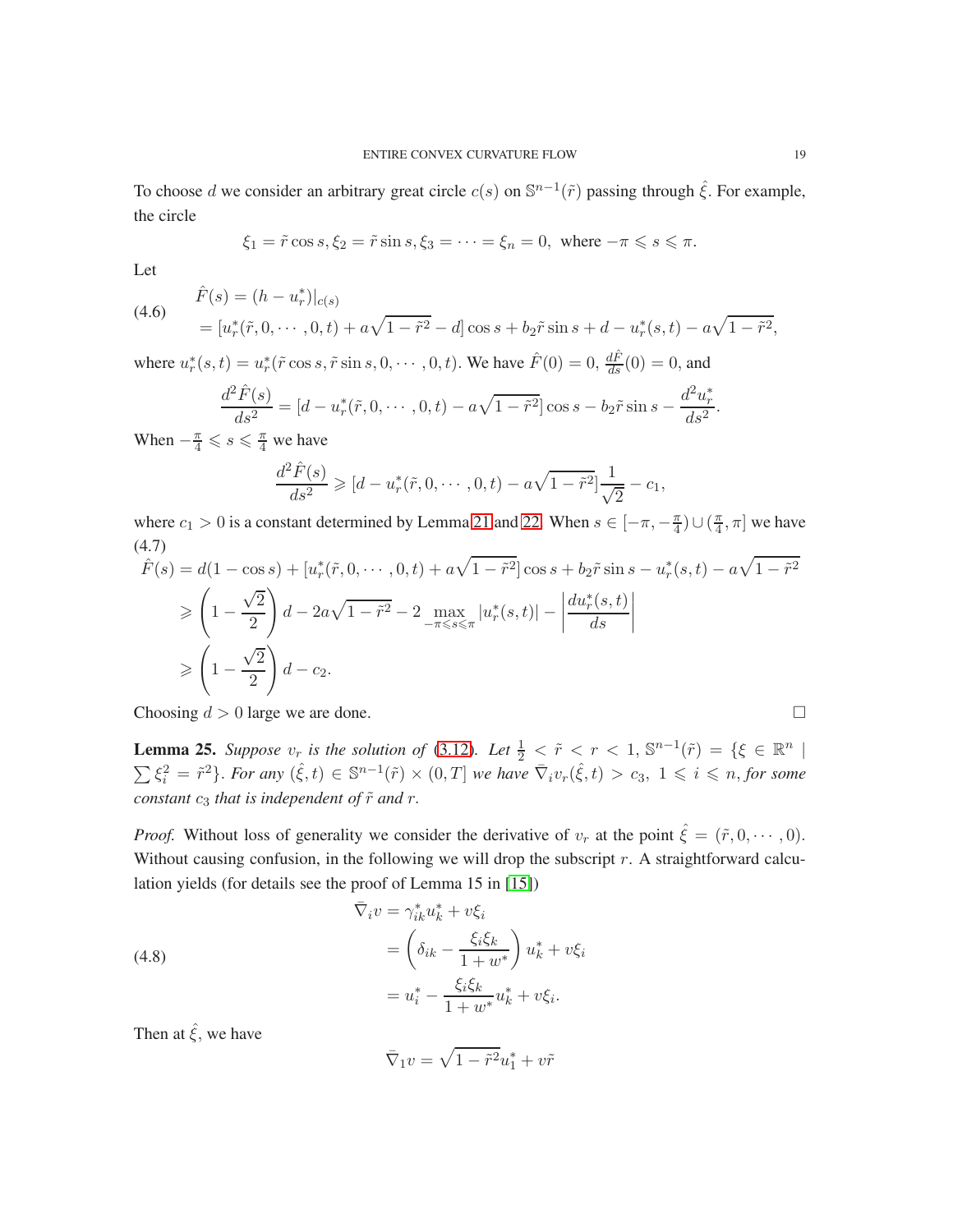To choose $d$ we consider an arbitrary great circle $c(s)$ on $\mathbb{S}^{n-1}(\tilde{r})$ passing through $\hat{\xi}$. For example, the circle

$$\xi_1 = \tilde{r}\cos s, \xi_2 = \tilde{r}\sin s, \xi_3 = \cdots = \xi_n = 0, \text{ where } -\pi \leqslant s \leqslant \pi.$$

Let

$$\begin{aligned} \hat{F}(s) &= (h - u_r^*)|_{c(s)} \\ &= [u_r^*(\tilde{r}, 0, \cdots, 0, t) + a\sqrt{1-\tilde{r}^2} - d]\cos s + b_2\tilde{r}\sin s + d - u_r^*(s,t) - a\sqrt{1-\tilde{r}^2}, \end{aligned} \tag{4.6}$$

where $u_r^*(s,t) = u_r^*(\tilde{r}\cos s, \tilde{r}\sin s, 0, \cdots, 0, t)$. We have $\hat{F}(0) = 0$, $\frac{d\hat{F}}{ds}(0) = 0$, and

$$\frac{d^2\hat{F}(s)}{ds^2} = [d - u_r^*(\tilde{r}, 0, \cdots, 0, t) - a\sqrt{1-\tilde{r}^2}]\cos s - b_2\tilde{r}\sin s - \frac{d^2u_r^*}{ds^2}.$$

When $-\frac{\pi}{4} \leqslant s \leqslant \frac{\pi}{4}$ we have

$$\frac{d^2\hat{F}(s)}{ds^2} \geqslant [d - u_r^*(\tilde{r}, 0, \cdots, 0, t) - a\sqrt{1-\tilde{r}^2}]\frac{1}{\sqrt{2}} - c_1,$$

where $c_1 > 0$ is a constant determined by Lemma 21 and 22. When $s \in [-\pi, -\frac{\pi}{4}) \cup (\frac{\pi}{4}, \pi]$ we have

$$\begin{aligned} \hat{F}(s) &= d(1-\cos s) + [u_r^*(\tilde{r}, 0, \cdots, 0, t) + a\sqrt{1-\tilde{r}^2}]\cos s + b_2\tilde{r}\sin s - u_r^*(s,t) - a\sqrt{1-\tilde{r}^2} \\ &\geqslant \left(1 - \frac{\sqrt{2}}{2}\right)d - 2a\sqrt{1-\tilde{r}^2} - 2\max_{-\pi\leqslant s\leqslant\pi}|u_r^*(s,t)| - \left|\frac{du_r^*(s,t)}{ds}\right| \\ &\geqslant \left(1 - \frac{\sqrt{2}}{2}\right)d - c_2. \end{aligned} \tag{4.7}$$

Choosing $d > 0$ large we are done. $\square$

**Lemma 25.** *Suppose $v_r$ is the solution of (3.12). Let $\frac{1}{2} < \tilde{r} < r < 1$, $\mathbb{S}^{n-1}(\tilde{r}) = \{\xi \in \mathbb{R}^n \mid \sum \xi_i^2 = \tilde{r}^2\}$. For any $(\hat{\xi}, t) \in \mathbb{S}^{n-1}(\tilde{r}) \times (0, T]$ we have $\bar{\nabla}_i v_r(\hat{\xi}, t) > c_3$, $1 \leqslant i \leqslant n$, for some constant $c_3$ that is independent of $\tilde{r}$ and $r$.*

*Proof.* Without loss of generality we consider the derivative of $v_r$ at the point $\hat{\xi} = (\tilde{r}, 0, \cdots, 0)$. Without causing confusion, in the following we will drop the subscript $r$. A straightforward calculation yields (for details see the proof of Lemma 15 in [15])

$$\begin{aligned} \bar{\nabla}_i v &= \gamma_{ik}^* u_k^* + v\xi_i \\ &= \left(\delta_{ik} - \frac{\xi_i\xi_k}{1+w^*}\right)u_k^* + v\xi_i \\ &= u_i^* - \frac{\xi_i\xi_k}{1+w^*}u_k^* + v\xi_i. \end{aligned} \tag{4.8}$$

Then at $\hat{\xi}$, we have

$$\bar{\nabla}_1 v = \sqrt{1-\tilde{r}^2}u_1^* + v\tilde{r}$$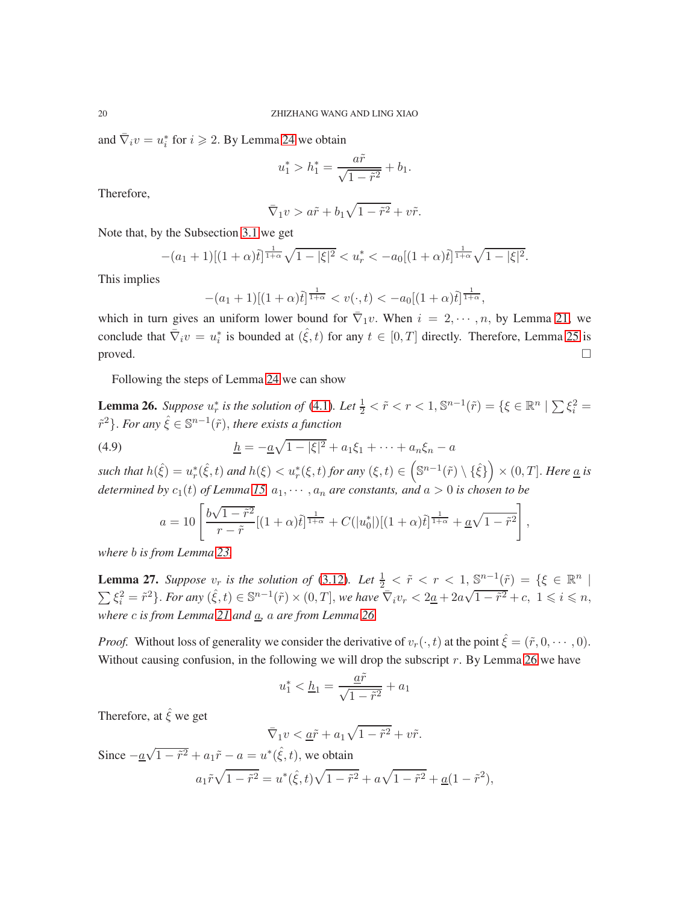and $\bar{\nabla}_i v = u_i^*$ for $i \geqslant 2$. By Lemma 24 we obtain

$$u_1^* > h_1^* = \frac{a\tilde{r}}{\sqrt{1-\tilde{r}^2}} + b_1.$$

Therefore,

$$\bar{\nabla}_1 v > a\tilde{r} + b_1\sqrt{1-\tilde{r}^2} + v\tilde{r}.$$

Note that, by the Subsection 3.1 we get

$$-(a_1+1)[(1+\alpha)\tilde{t}]^{\frac{1}{1+\alpha}}\sqrt{1-|\xi|^2} < u_r^* < -a_0[(1+\alpha)\tilde{t}]^{\frac{1}{1+\alpha}}\sqrt{1-|\xi|^2}.$$

This implies

$$-(a_1+1)[(1+\alpha)\tilde{t}]^{\frac{1}{1+\alpha}} < v(\cdot,t) < -a_0[(1+\alpha)\tilde{t}]^{\frac{1}{1+\alpha}},$$

which in turn gives an uniform lower bound for $\bar{\nabla}_1 v$. When $i = 2, \cdots, n$, by Lemma 21, we conclude that $\bar{\nabla}_i v = u_i^*$ is bounded at $(\hat{\xi}, t)$ for any $t \in [0, T]$ directly. Therefore, Lemma 25 is proved. $\square$

Following the steps of Lemma 24 we can show

**Lemma 26.** *Suppose $u_r^*$ is the solution of (4.1). Let $\frac{1}{2} < \tilde{r} < r < 1$, $\mathbb{S}^{n-1}(\tilde{r}) = \{\xi \in \mathbb{R}^n \mid \sum \xi_i^2 = \tilde{r}^2\}$. For any $\hat{\xi} \in \mathbb{S}^{n-1}(\tilde{r})$, there exists a function*

$$\underline{h} = -\underline{a}\sqrt{1-|\xi|^2} + a_1\xi_1 + \cdots + a_n\xi_n - a \tag{4.9}$$

*such that $h(\hat{\xi}) = u_r^*(\hat{\xi}, t)$ and $h(\xi) < u_r^*(\xi, t)$ for any $(\xi, t) \in \left(\mathbb{S}^{n-1}(\tilde{r}) \setminus \{\hat{\xi}\}\right) \times (0, T]$. Here $\underline{a}$ is determined by $c_1(t)$ of Lemma 15, $a_1, \cdots, a_n$ are constants, and $a > 0$ is chosen to be*

$$a = 10\left[\frac{b\sqrt{1-\tilde{r}^2}}{r-\tilde{r}}[(1+\alpha)\tilde{t}]^{\frac{1}{1+\alpha}} + C(|u_0^*|)[(1+\alpha)\tilde{t}]^{\frac{1}{1+\alpha}} + \underline{a}\sqrt{1-\tilde{r}^2}\right],$$

*where $b$ is from Lemma 23.*

**Lemma 27.** *Suppose $v_r$ is the solution of (3.12). Let $\frac{1}{2} < \tilde{r} < r < 1$, $\mathbb{S}^{n-1}(\tilde{r}) = \{\xi \in \mathbb{R}^n \mid \sum \xi_i^2 = \tilde{r}^2\}$. For any $(\hat{\xi}, t) \in \mathbb{S}^{n-1}(\tilde{r}) \times (0, T]$, we have $\bar{\nabla}_i v_r < 2\underline{a} + 2a\sqrt{1-\tilde{r}^2} + c$, $1 \leqslant i \leqslant n$, where $c$ is from Lemma 21 and $\underline{a}$, $a$ are from Lemma 26.*

*Proof.* Without loss of generality we consider the derivative of $v_r(\cdot, t)$ at the point $\hat{\xi} = (\tilde{r}, 0, \cdots, 0)$. Without causing confusion, in the following we will drop the subscript $r$. By Lemma 26 we have

$$u_1^* < \underline{h}_1 = \frac{\underline{a}\tilde{r}}{\sqrt{1-\tilde{r}^2}} + a_1$$

Therefore, at $\hat{\xi}$ we get

$$\bar{\nabla}_1 v < \underline{a}\tilde{r} + a_1\sqrt{1-\tilde{r}^2} + v\tilde{r}.$$

Since $-\underline{a}\sqrt{1-\tilde{r}^2} + a_1\tilde{r} - a = u^*(\hat{\xi}, t)$, we obtain

$$a_1\tilde{r}\sqrt{1-\tilde{r}^2} = u^*(\hat{\xi}, t)\sqrt{1-\tilde{r}^2} + a\sqrt{1-\tilde{r}^2} + \underline{a}(1-\tilde{r}^2),$$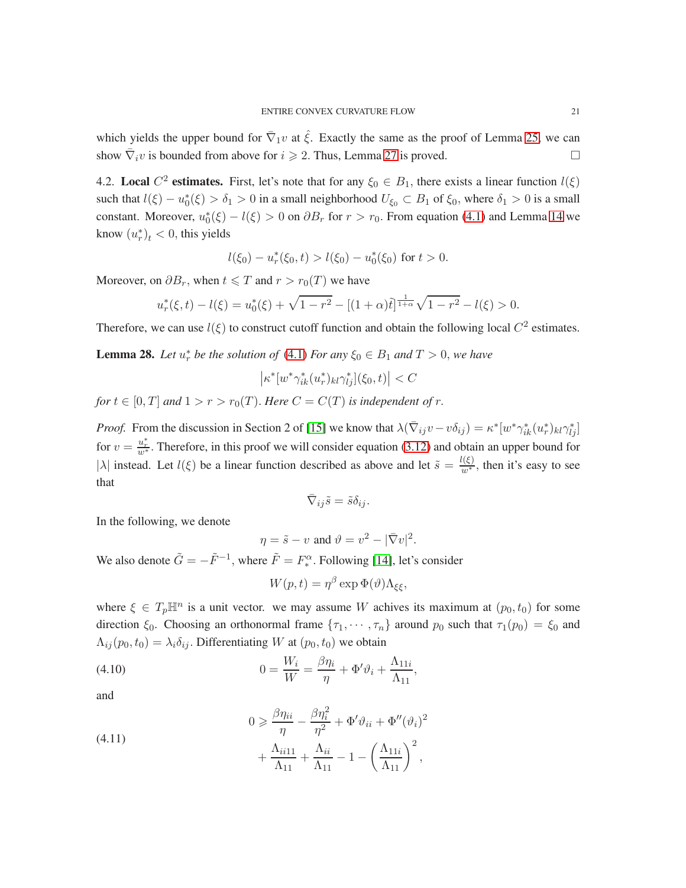which yields the upper bound for $\bar{\nabla}_1 v$ at $\hat{\xi}$. Exactly the same as the proof of Lemma 25, we can show $\bar{\nabla}_i v$ is bounded from above for $i \geqslant 2$. Thus, Lemma 27 is proved. □

4.2. **Local $C^2$ estimates.** First, let's note that for any $\xi_0 \in B_1$, there exists a linear function $l(\xi)$ such that $l(\xi) - u_0^*(\xi) > \delta_1 > 0$ in a small neighborhood $U_{\xi_0} \subset B_1$ of $\xi_0$, where $\delta_1 > 0$ is a small constant. Moreover, $u_0^*(\xi) - l(\xi) > 0$ on $\partial B_r$ for $r > r_0$. From equation (4.1) and Lemma 14 we know $(u_r^*)_t < 0$, this yields

$$l(\xi_0) - u_r^*(\xi_0, t) > l(\xi_0) - u_0^*(\xi_0) \text{ for } t > 0.$$

Moreover, on $\partial B_r$, when $t \leqslant T$ and $r > r_0(T)$ we have

$$u_r^*(\xi, t) - l(\xi) = u_0^*(\xi) + \sqrt{1-r^2} - [(1+\alpha)\tilde{t}]^{\frac{1}{1+\alpha}}\sqrt{1-r^2} - l(\xi) > 0.$$

Therefore, we can use $l(\xi)$ to construct cutoff function and obtain the following local $C^2$ estimates.

**Lemma 28.** *Let $u_r^*$ be the solution of (4.1) For any $\xi_0 \in B_1$ and $T > 0$, we have*

$$\left|\kappa^*[w^*\gamma_{ik}^*(u_r^*)_{kl}\gamma_{lj}^*](\xi_0, t)\right| < C$$

*for $t \in [0, T]$ and $1 > r > r_0(T)$. Here $C = C(T)$ is independent of $r$.*

*Proof.* From the discussion in Section 2 of [15] we know that $\lambda(\bar{\nabla}_{ij} v - v\delta_{ij}) = \kappa^*[w^*\gamma_{ik}^*(u_r^*)_{kl}\gamma_{lj}^*]$ for $v = \frac{u_r^*}{w^*}$. Therefore, in this proof we will consider equation (3.12) and obtain an upper bound for $|\lambda|$ instead. Let $l(\xi)$ be a linear function described as above and let $\tilde{s} = \frac{l(\xi)}{w^*}$, then it's easy to see that

$$\bar{\nabla}_{ij}\tilde{s} = \tilde{s}\delta_{ij}.$$

In the following, we denote

$$\eta = \tilde{s} - v \text{ and } \vartheta = v^2 - |\bar{\nabla} v|^2.$$

We also denote $\tilde{G} = -\tilde{F}^{-1}$, where $\tilde{F} = F_*^\alpha$. Following [14], let's consider

$$W(p, t) = \eta^\beta \exp\Phi(\vartheta)\Lambda_{\xi\xi},$$

where $\xi \in T_p\mathbb{H}^n$ is a unit vector. we may assume $W$ achives its maximum at $(p_0, t_0)$ for some direction $\xi_0$. Choosing an orthonormal frame $\{\tau_1, \cdots, \tau_n\}$ around $p_0$ such that $\tau_1(p_0) = \xi_0$ and $\Lambda_{ij}(p_0, t_0) = \lambda_i\delta_{ij}$. Differentiating $W$ at $(p_0, t_0)$ we obtain

$$0 = \frac{W_i}{W} = \frac{\beta\eta_i}{\eta} + \Phi'\vartheta_i + \frac{\Lambda_{11i}}{\Lambda_{11}}, \tag{4.10}$$

and

$$\begin{aligned} 0 \geqslant &\frac{\beta\eta_{ii}}{\eta} - \frac{\beta\eta_i^2}{\eta^2} + \Phi'\vartheta_{ii} + \Phi''(\vartheta_i)^2 \\ &+ \frac{\Lambda_{ii11}}{\Lambda_{11}} + \frac{\Lambda_{ii}}{\Lambda_{11}} - 1 - \left(\frac{\Lambda_{11i}}{\Lambda_{11}}\right)^2, \end{aligned} \tag{4.11}$$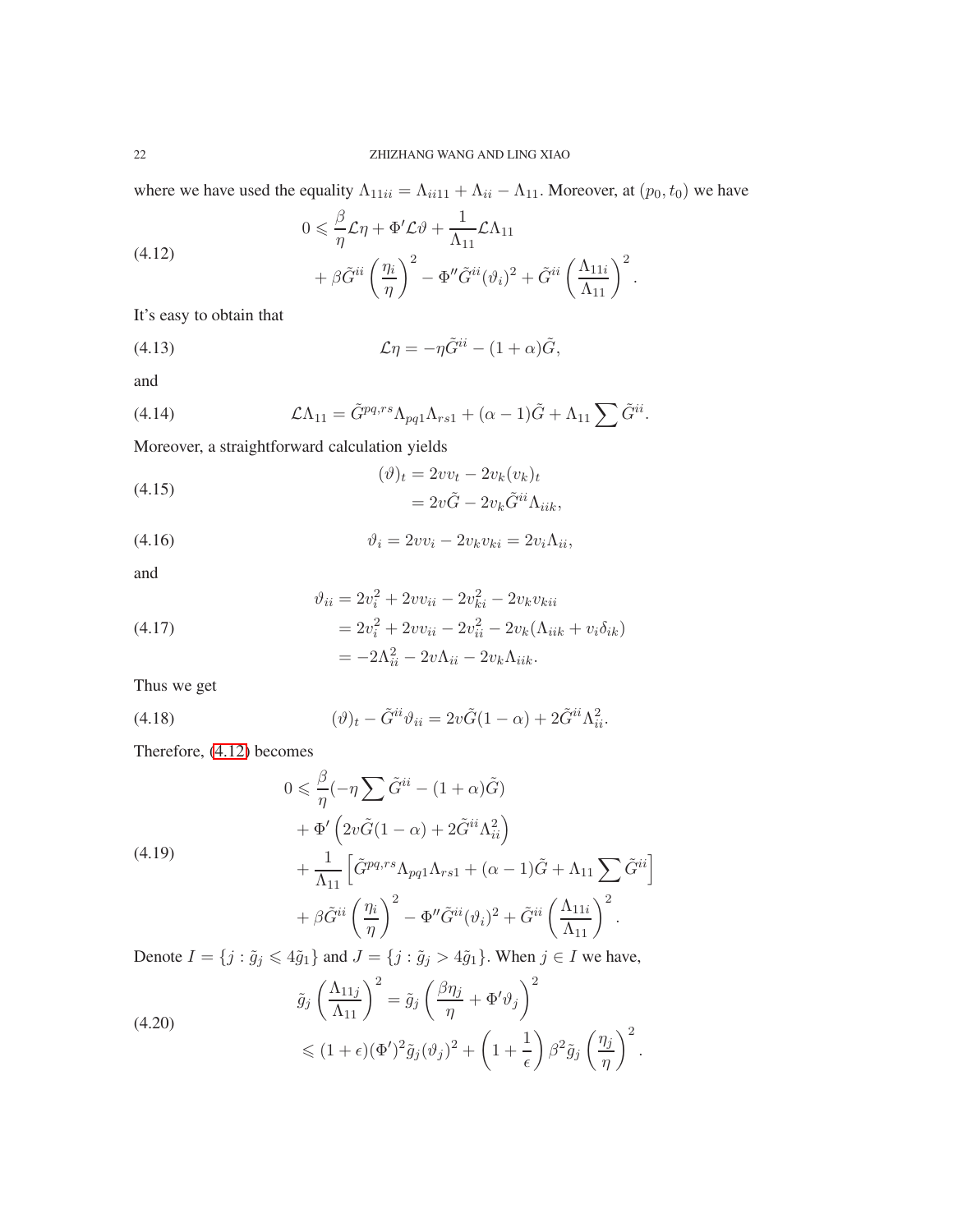where we have used the equality $\Lambda_{11ii} = \Lambda_{ii11} + \Lambda_{ii} - \Lambda_{11}$. Moreover, at $(p_0, t_0)$ we have

$$
\begin{aligned}
0 \leqslant\ & \frac{\beta}{\eta}\mathcal{L}\eta + \Phi'\mathcal{L}\vartheta + \frac{1}{\Lambda_{11}}\mathcal{L}\Lambda_{11} \\
& + \beta\tilde{G}^{ii}\left(\frac{\eta_i}{\eta}\right)^2 - \Phi''\tilde{G}^{ii}(\vartheta_i)^2 + \tilde{G}^{ii}\left(\frac{\Lambda_{11i}}{\Lambda_{11}}\right)^2.
\end{aligned}
\tag{4.12}
$$

It's easy to obtain that

$$
\mathcal{L}\eta = -\eta\tilde{G}^{ii} - (1+\alpha)\tilde{G},
\tag{4.13}
$$

and

$$
\mathcal{L}\Lambda_{11} = \tilde{G}^{pq,rs}\Lambda_{pq1}\Lambda_{rs1} + (\alpha - 1)\tilde{G} + \Lambda_{11}\sum \tilde{G}^{ii}.
\tag{4.14}
$$

Moreover, a straightforward calculation yields

$$
\begin{aligned}
(\vartheta)_t &= 2vv_t - 2v_k(v_k)_t \\
&= 2v\tilde{G} - 2v_k\tilde{G}^{ii}\Lambda_{iik},
\end{aligned}
\tag{4.15}
$$

$$
\vartheta_i = 2vv_i - 2v_kv_{ki} = 2v_i\Lambda_{ii},
\tag{4.16}
$$

and

$$
\begin{aligned}
\vartheta_{ii} &= 2v_i^2 + 2vv_{ii} - 2v_{ki}^2 - 2v_kv_{kii} \\
&= 2v_i^2 + 2vv_{ii} - 2v_{ii}^2 - 2v_k(\Lambda_{iik} + v_i\delta_{ik}) \\
&= -2\Lambda_{ii}^2 - 2v\Lambda_{ii} - 2v_k\Lambda_{iik}.
\end{aligned}
\tag{4.17}
$$

Thus we get

$$
(\vartheta)_t - \tilde{G}^{ii}\vartheta_{ii} = 2v\tilde{G}(1-\alpha) + 2\tilde{G}^{ii}\Lambda_{ii}^2.
\tag{4.18}
$$

Therefore, (4.12) becomes

$$
\begin{aligned}
0 \leqslant\ & \frac{\beta}{\eta}(-\eta\sum\tilde{G}^{ii} - (1+\alpha)\tilde{G}) \\
& + \Phi'\left(2v\tilde{G}(1-\alpha) + 2\tilde{G}^{ii}\Lambda_{ii}^2\right) \\
& + \frac{1}{\Lambda_{11}}\left[\tilde{G}^{pq,rs}\Lambda_{pq1}\Lambda_{rs1} + (\alpha-1)\tilde{G} + \Lambda_{11}\sum\tilde{G}^{ii}\right] \\
& + \beta\tilde{G}^{ii}\left(\frac{\eta_i}{\eta}\right)^2 - \Phi''\tilde{G}^{ii}(\vartheta_i)^2 + \tilde{G}^{ii}\left(\frac{\Lambda_{11i}}{\Lambda_{11}}\right)^2.
\end{aligned}
\tag{4.19}
$$

Denote $I = \{j : \tilde{g}_j \leqslant 4\tilde{g}_1\}$ and $J = \{j : \tilde{g}_j > 4\tilde{g}_1\}$. When $j \in I$ we have,

$$
\begin{aligned}
\tilde{g}_j\left(\frac{\Lambda_{11j}}{\Lambda_{11}}\right)^2 &= \tilde{g}_j\left(\frac{\beta\eta_j}{\eta} + \Phi'\vartheta_j\right)^2 \\
&\leqslant (1+\epsilon)(\Phi')^2\tilde{g}_j(\vartheta_j)^2 + \left(1 + \frac{1}{\epsilon}\right)\beta^2\tilde{g}_j\left(\frac{\eta_j}{\eta}\right)^2.
\end{aligned}
\tag{4.20}
$$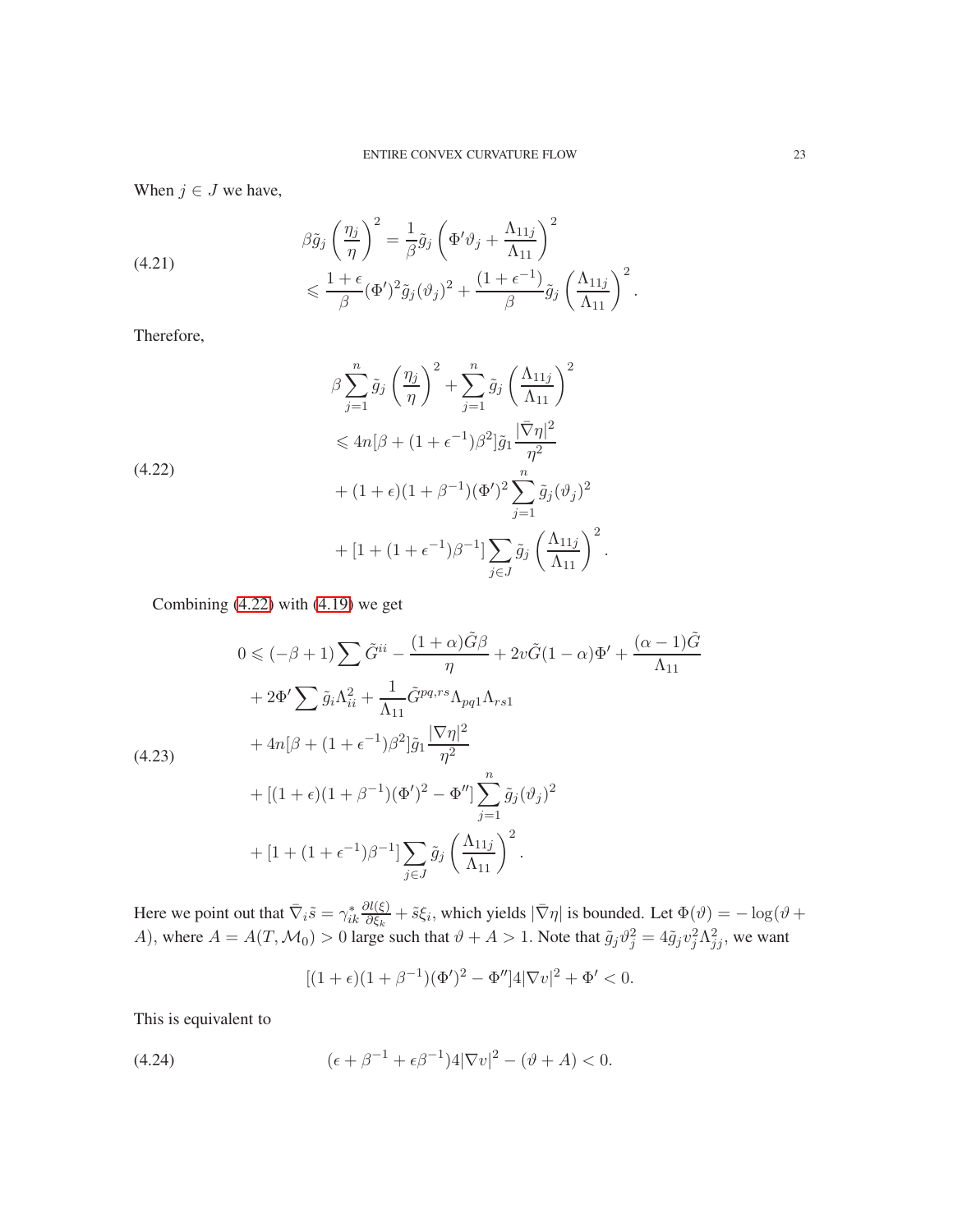When $j \in J$ we have,

$$
\begin{aligned}
\beta \tilde{g}_j \left( \frac{\eta_j}{\eta} \right)^2 &= \frac{1}{\beta} \tilde{g}_j \left( \Phi' \vartheta_j + \frac{\Lambda_{11j}}{\Lambda_{11}} \right)^2 \\
&\leqslant \frac{1+\epsilon}{\beta} (\Phi')^2 \tilde{g}_j (\vartheta_j)^2 + \frac{(1+\epsilon^{-1})}{\beta} \tilde{g}_j \left( \frac{\Lambda_{11j}}{\Lambda_{11}} \right)^2 .
\end{aligned}
\tag{4.21}
$$

Therefore,

$$
\begin{aligned}
&\beta \sum_{j=1}^{n} \tilde{g}_j \left( \frac{\eta_j}{\eta} \right)^2 + \sum_{j=1}^{n} \tilde{g}_j \left( \frac{\Lambda_{11j}}{\Lambda_{11}} \right)^2 \\
&\leqslant 4n[\beta + (1+\epsilon^{-1})\beta^2] \tilde{g}_1 \frac{|\bar{\nabla}\eta|^2}{\eta^2} \\
&\quad + (1+\epsilon)(1+\beta^{-1})(\Phi')^2 \sum_{j=1}^{n} \tilde{g}_j (\vartheta_j)^2 \\
&\quad + [1 + (1+\epsilon^{-1})\beta^{-1}] \sum_{j \in J} \tilde{g}_j \left( \frac{\Lambda_{11j}}{\Lambda_{11}} \right)^2 .
\end{aligned}
\tag{4.22}
$$

Combining (4.22) with (4.19) we get

$$
\begin{aligned}
0 \leqslant\ & (-\beta + 1) \sum \tilde{G}^{ii} - \frac{(1+\alpha)\tilde{G}\beta}{\eta} + 2v\tilde{G}(1-\alpha)\Phi' + \frac{(\alpha-1)\tilde{G}}{\Lambda_{11}} \\
&+ 2\Phi' \sum \tilde{g}_i \Lambda_{ii}^2 + \frac{1}{\Lambda_{11}} \tilde{G}^{pq,rs} \Lambda_{pq1} \Lambda_{rs1} \\
&+ 4n[\beta + (1+\epsilon^{-1})\beta^2] \tilde{g}_1 \frac{|\nabla\eta|^2}{\eta^2} \\
&+ [(1+\epsilon)(1+\beta^{-1})(\Phi')^2 - \Phi''] \sum_{j=1}^{n} \tilde{g}_j (\vartheta_j)^2 \\
&+ [1 + (1+\epsilon^{-1})\beta^{-1}] \sum_{j \in J} \tilde{g}_j \left( \frac{\Lambda_{11j}}{\Lambda_{11}} \right)^2 .
\end{aligned}
\tag{4.23}
$$

Here we point out that $\bar{\nabla}_i \tilde{s} = \gamma^*_{ik} \frac{\partial l(\xi)}{\partial \xi_k} + \tilde{s}\xi_i$, which yields $|\bar{\nabla}\eta|$ is bounded. Let $\Phi(\vartheta) = -\log(\vartheta + A)$, where $A = A(T, \mathcal{M}_0) > 0$ large such that $\vartheta + A > 1$. Note that $\tilde{g}_j \vartheta_j^2 = 4\tilde{g}_j v_j^2 \Lambda_{jj}^2$, we want

$$
[(1+\epsilon)(1+\beta^{-1})(\Phi')^2 - \Phi''] 4|\nabla v|^2 + \Phi' < 0.
$$

This is equivalent to

$$
(\epsilon + \beta^{-1} + \epsilon\beta^{-1}) 4|\nabla v|^2 - (\vartheta + A) < 0.
\tag{4.24}
$$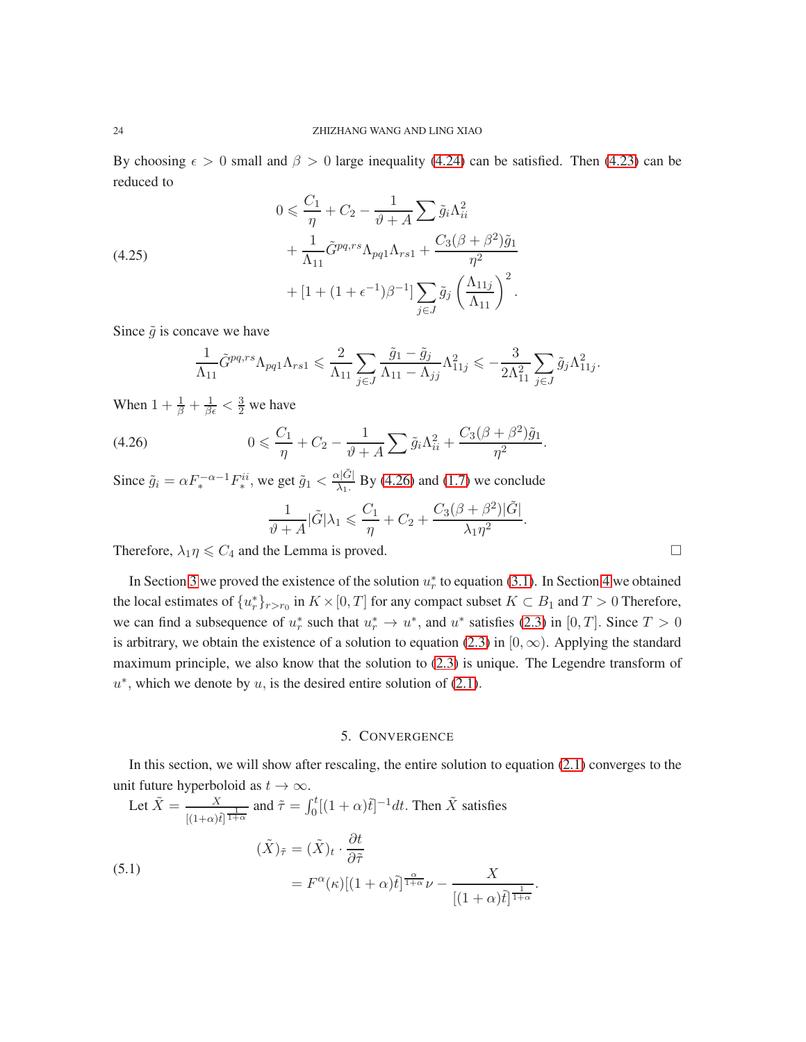By choosing $\epsilon > 0$ small and $\beta > 0$ large inequality (4.24) can be satisfied. Then (4.23) can be reduced to

$$
\begin{aligned}
0 \leqslant & \frac{C_1}{\eta} + C_2 - \frac{1}{\vartheta + A}\sum \tilde{g}_i \Lambda_{ii}^2 \\
& + \frac{1}{\Lambda_{11}} \tilde{G}^{pq,rs}\Lambda_{pq1}\Lambda_{rs1} + \frac{C_3(\beta+\beta^2)\tilde{g}_1}{\eta^2} \\
& + [1 + (1+\epsilon^{-1})\beta^{-1}] \sum_{j\in J} \tilde{g}_j \left(\frac{\Lambda_{11j}}{\Lambda_{11}}\right)^2 .
\end{aligned}
\tag{4.25}
$$

Since $\tilde{g}$ is concave we have

$$
\frac{1}{\Lambda_{11}} \tilde{G}^{pq,rs}\Lambda_{pq1}\Lambda_{rs1} \leqslant \frac{2}{\Lambda_{11}} \sum_{j\in J} \frac{\tilde{g}_1 - \tilde{g}_j}{\Lambda_{11} - \Lambda_{jj}} \Lambda_{11j}^2 \leqslant -\frac{3}{2\Lambda_{11}^2} \sum_{j\in J} \tilde{g}_j \Lambda_{11j}^2 .
$$

When $1 + \frac{1}{\beta} + \frac{1}{\beta\epsilon} < \frac{3}{2}$ we have

$$
0 \leqslant \frac{C_1}{\eta} + C_2 - \frac{1}{\vartheta + A}\sum \tilde{g}_i \Lambda_{ii}^2 + \frac{C_3(\beta+\beta^2)\tilde{g}_1}{\eta^2}. \tag{4.26}
$$

Since $\tilde{g}_i = \alpha F_*^{-\alpha-1} F_*^{ii}$, we get $\tilde{g}_1 < \frac{\alpha|\tilde{G}|}{\lambda_1}$. By (4.26) and (1.7) we conclude

$$
\frac{1}{\vartheta + A} |\tilde{G}|\lambda_1 \leqslant \frac{C_1}{\eta} + C_2 + \frac{C_3(\beta+\beta^2)|\tilde{G}|}{\lambda_1 \eta^2}.
$$

Therefore, $\lambda_1 \eta \leqslant C_4$ and the Lemma is proved. □

In Section 3 we proved the existence of the solution $u_r^*$ to equation (3.1). In Section 4 we obtained the local estimates of $\{u_r^*\}_{r>r_0}$ in $K \times [0, T]$ for any compact subset $K \subset B_1$ and $T > 0$ Therefore, we can find a subsequence of $u_r^*$ such that $u_r^* \to u^*$, and $u^*$ satisfies (2.3) in $[0, T]$. Since $T > 0$ is arbitrary, we obtain the existence of a solution to equation (2.3) in $[0, \infty)$. Applying the standard maximum principle, we also know that the solution to (2.3) is unique. The Legendre transform of $u^*$, which we denote by $u$, is the desired entire solution of (2.1).

## 5. Convergence

In this section, we will show after rescaling, the entire solution to equation (2.1) converges to the unit future hyperboloid as $t \to \infty$.

Let $\tilde{X} = \frac{X}{[(1+\alpha)\tilde{t}]^{\frac{1}{1+\alpha}}}$ and $\tilde{\tau} = \int_0^t [(1+\alpha)\tilde{t}]^{-1} dt$. Then $\tilde{X}$ satisfies

$$
\begin{aligned}
(\tilde{X})_{\tilde{\tau}} &= (\tilde{X})_t \cdot \frac{\partial t}{\partial \tilde{\tau}} \\
&= F^{\alpha}(\kappa)[(1+\alpha)\tilde{t}]^{\frac{\alpha}{1+\alpha}}\nu - \frac{X}{[(1+\alpha)\tilde{t}]^{\frac{1}{1+\alpha}}}.
\end{aligned}
\tag{5.1}
$$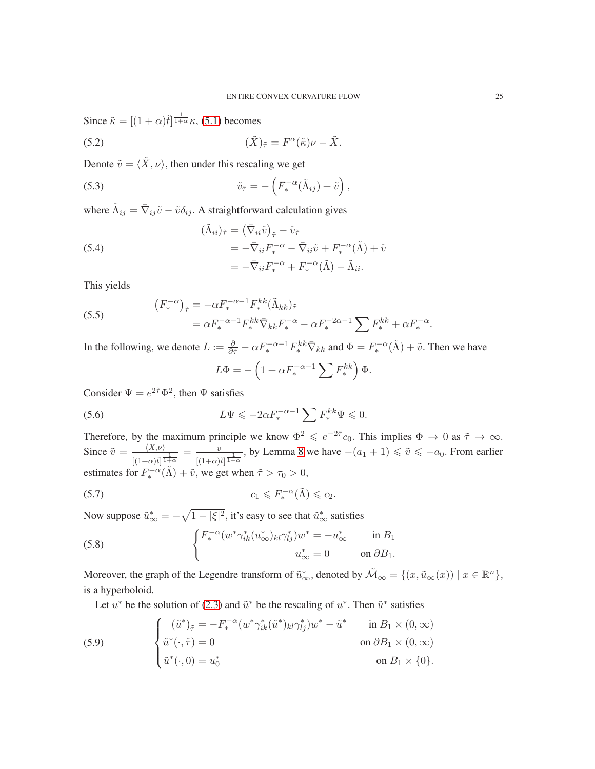Since $\tilde{\kappa} = [(1+\alpha)\tilde{t}]^{\frac{1}{1+\alpha}}\kappa$, (5.1) becomes

$$(\tilde{X})_{\tilde{\tau}} = F^{\alpha}(\tilde{\kappa})\nu - \tilde{X}. \tag{5.2}$$

Denote $\tilde{v} = \langle \tilde{X}, \nu\rangle$, then under this rescaling we get

$$\tilde{v}_{\tilde{\tau}} = -\left(F_*^{-\alpha}(\tilde{\Lambda}_{ij}) + \tilde{v}\right), \tag{5.3}$$

where $\tilde{\Lambda}_{ij} = \bar{\nabla}_{ij}\tilde{v} - \tilde{v}\delta_{ij}$. A straightforward calculation gives

$$\begin{aligned}
(\tilde{\Lambda}_{ii})_{\tilde{\tau}} &= \left(\bar{\nabla}_{ii}\tilde{v}\right)_{\tilde{\tau}} - \tilde{v}_{\tilde{\tau}} \\
&= -\bar{\nabla}_{ii}F_*^{-\alpha} - \bar{\nabla}_{ii}\tilde{v} + F_*^{-\alpha}(\tilde{\Lambda}) + \tilde{v} \\
&= -\bar{\nabla}_{ii}F_*^{-\alpha} + F_*^{-\alpha}(\tilde{\Lambda}) - \tilde{\Lambda}_{ii}.
\end{aligned} \tag{5.4}$$

This yields

$$\begin{aligned}
\left(F_*^{-\alpha}\right)_{\tilde{\tau}} &= -\alpha F_*^{-\alpha-1}F_*^{kk}(\tilde{\Lambda}_{kk})_{\tilde{\tau}} \\
&= \alpha F_*^{-\alpha-1}F_*^{kk}\bar{\nabla}_{kk}F_*^{-\alpha} - \alpha F_*^{-2\alpha-1}\sum F_*^{kk} + \alpha F_*^{-\alpha}.
\end{aligned} \tag{5.5}$$

In the following, we denote $L := \frac{\partial}{\partial\tilde{\tau}} - \alpha F_*^{-\alpha-1}F_*^{kk}\bar{\nabla}_{kk}$ and $\Phi = F_*^{-\alpha}(\tilde{\Lambda}) + \tilde{v}$. Then we have

$$L\Phi = -\left(1 + \alpha F_*^{-\alpha-1}\sum F_*^{kk}\right)\Phi.$$

Consider $\Psi = e^{2\tilde{\tau}}\Phi^2$, then $\Psi$ satisfies

$$L\Psi \leqslant -2\alpha F_*^{-\alpha-1}\sum F_*^{kk}\Psi \leqslant 0. \tag{5.6}$$

Therefore, by the maximum principle we know $\Phi^2 \leqslant e^{-2\tilde{\tau}}c_0$. This implies $\Phi \to 0$ as $\tilde{\tau} \to \infty$. Since $\tilde{v} = \frac{\langle X,\nu\rangle}{[(1+\alpha)\tilde{t}]^{\frac{1}{1+\alpha}}} = \frac{v}{[(1+\alpha)\tilde{t}]^{\frac{1}{1+\alpha}}}$, by Lemma 8 we have $-(a_1+1) \leqslant \tilde{v} \leqslant -a_0$. From earlier estimates for $F_*^{-\alpha}(\tilde{\Lambda}) + \tilde{v}$, we get when $\tilde{\tau} > \tau_0 > 0$,

$$c_1 \leqslant F_*^{-\alpha}(\tilde{\Lambda}) \leqslant c_2. \tag{5.7}$$

Now suppose $\tilde{u}_\infty^* = -\sqrt{1-|\xi|^2}$, it's easy to see that $\tilde{u}_\infty^*$ satisfies

$$\begin{cases}
F_*^{-\alpha}(w^*\gamma_{ik}^*(u_\infty^*)_{kl}\gamma_{lj}^*)w^* = -u_\infty^* & \text{in } B_1 \\
u_\infty^* = 0 & \text{on } \partial B_1.
\end{cases} \tag{5.8}$$

Moreover, the graph of the Legendre transform of $\tilde{u}_\infty^*$, denoted by $\tilde{\mathcal{M}}_\infty = \{(x, \tilde{u}_\infty(x)) \mid x \in \mathbb{R}^n\}$, is a hyperboloid.

Let $u^*$ be the solution of (2.3) and $\tilde{u}^*$ be the rescaling of $u^*$. Then $\tilde{u}^*$ satisfies

$$\begin{cases}
(\tilde{u}^*)_{\tilde{\tau}} = -F_*^{-\alpha}(w^*\gamma_{ik}^*(\tilde{u}^*)_{kl}\gamma_{lj}^*)w^* - \tilde{u}^* & \text{in } B_1 \times (0,\infty) \\
\tilde{u}^*(\cdot,\tilde{\tau}) = 0 & \text{on } \partial B_1 \times (0,\infty) \\
\tilde{u}^*(\cdot,0) = u_0^* & \text{on } B_1 \times \{0\}.
\end{cases} \tag{5.9}$$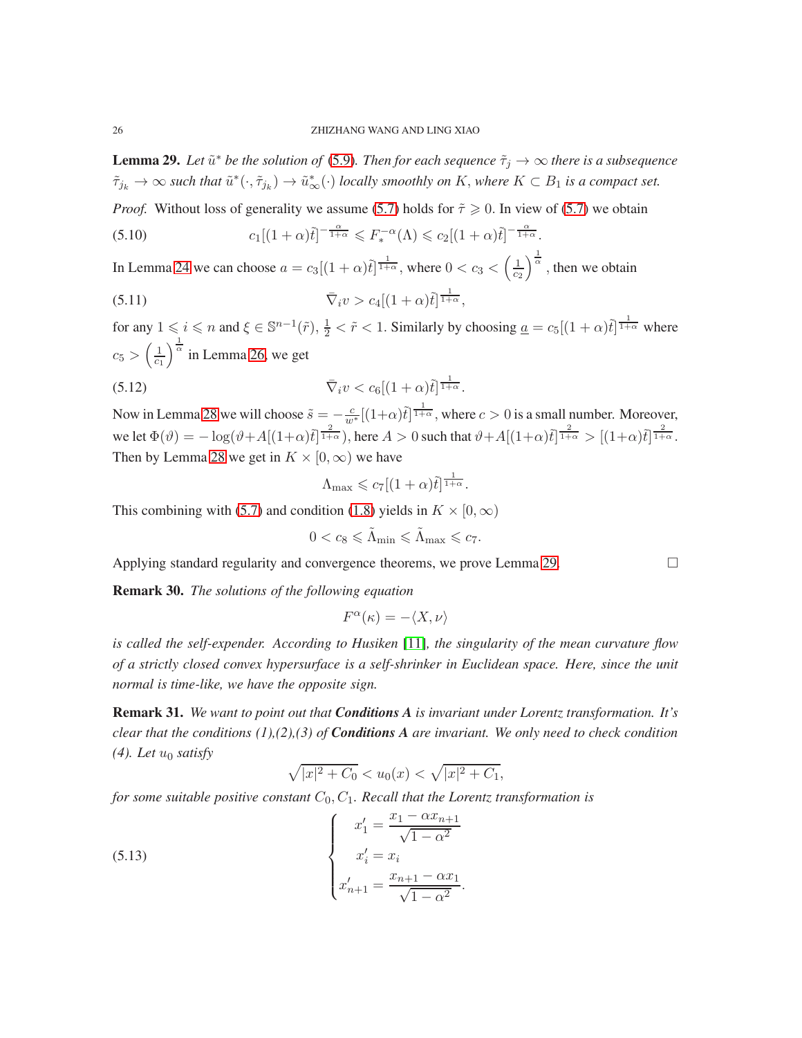**Lemma 29.** *Let $\tilde{u}^*$ be the solution of (5.9). Then for each sequence $\tilde{\tau}_j \to \infty$ there is a subsequence $\tilde{\tau}_{j_k} \to \infty$ such that $\tilde{u}^*(\cdot, \tilde{\tau}_{j_k}) \to \tilde{u}^*_\infty(\cdot)$ locally smoothly on $K$, where $K \subset B_1$ is a compact set.*

*Proof.* Without loss of generality we assume (5.7) holds for $\tilde{\tau} \geqslant 0$. In view of (5.7) we obtain

$$c_1[(1+\alpha)\tilde{t}]^{-\frac{\alpha}{1+\alpha}} \leqslant F_*^{-\alpha}(\Lambda) \leqslant c_2[(1+\alpha)\tilde{t}]^{-\frac{\alpha}{1+\alpha}}. \tag{5.10}$$

In Lemma 24 we can choose $a = c_3[(1+\alpha)\tilde{t}]^{\frac{1}{1+\alpha}}$, where $0 < c_3 < \left(\frac{1}{c_2}\right)^{\frac{1}{\alpha}}$, then we obtain

$$\bar{\nabla}_i v > c_4[(1+\alpha)\tilde{t}]^{\frac{1}{1+\alpha}}, \tag{5.11}$$

for any $1 \leqslant i \leqslant n$ and $\xi \in \mathbb{S}^{n-1}(\tilde{r})$, $\frac{1}{2} < \tilde{r} < 1$. Similarly by choosing $\underline{a} = c_5[(1+\alpha)\tilde{t}]^{\frac{1}{1+\alpha}}$ where $c_5 > \left(\frac{1}{c_1}\right)^{\frac{1}{\alpha}}$ in Lemma 26, we get

$$\bar{\nabla}_i v < c_6[(1+\alpha)\tilde{t}]^{\frac{1}{1+\alpha}}. \tag{5.12}$$

Now in Lemma 28 we will choose $\tilde{s} = -\frac{c}{w^*}[(1+\alpha)\tilde{t}]^{\frac{1}{1+\alpha}}$, where $c > 0$ is a small number. Moreover, we let $\Phi(\vartheta) = -\log(\vartheta + A[(1+\alpha)\tilde{t}]^{\frac{2}{1+\alpha}})$, here $A > 0$ such that $\vartheta + A[(1+\alpha)\tilde{t}]^{\frac{2}{1+\alpha}} > [(1+\alpha)\tilde{t}]^{\frac{2}{1+\alpha}}$. Then by Lemma 28 we get in $K \times [0, \infty)$ we have

$$\Lambda_{\max} \leqslant c_7[(1+\alpha)\tilde{t}]^{\frac{1}{1+\alpha}}.$$

This combining with (5.7) and condition (1.8) yields in $K \times [0, \infty)$

$$0 < c_8 \leqslant \tilde{\Lambda}_{\min} \leqslant \tilde{\Lambda}_{\max} \leqslant c_7.$$

Applying standard regularity and convergence theorems, we prove Lemma 29. $\square$

**Remark 30.** *The solutions of the following equation*

$$F^\alpha(\kappa) = -\langle X, \nu \rangle$$

*is called the self-expender. According to Husiken [11], the singularity of the mean curvature flow of a strictly closed convex hypersurface is a self-shrinker in Euclidean space. Here, since the unit normal is time-like, we have the opposite sign.*

**Remark 31.** *We want to point out that* ***Conditions A*** *is invariant under Lorentz transformation. It's clear that the conditions (1),(2),(3) of* ***Conditions A*** *are invariant. We only need to check condition (4). Let $u_0$ satisfy*

$$\sqrt{|x|^2 + C_0} < u_0(x) < \sqrt{|x|^2 + C_1},$$

*for some suitable positive constant $C_0, C_1$. Recall that the Lorentz transformation is*

$$\begin{cases} x'_1 = \dfrac{x_1 - \alpha x_{n+1}}{\sqrt{1-\alpha^2}} \\ x'_i = x_i \\ x'_{n+1} = \dfrac{x_{n+1} - \alpha x_1}{\sqrt{1-\alpha^2}}. \end{cases} \tag{5.13}$$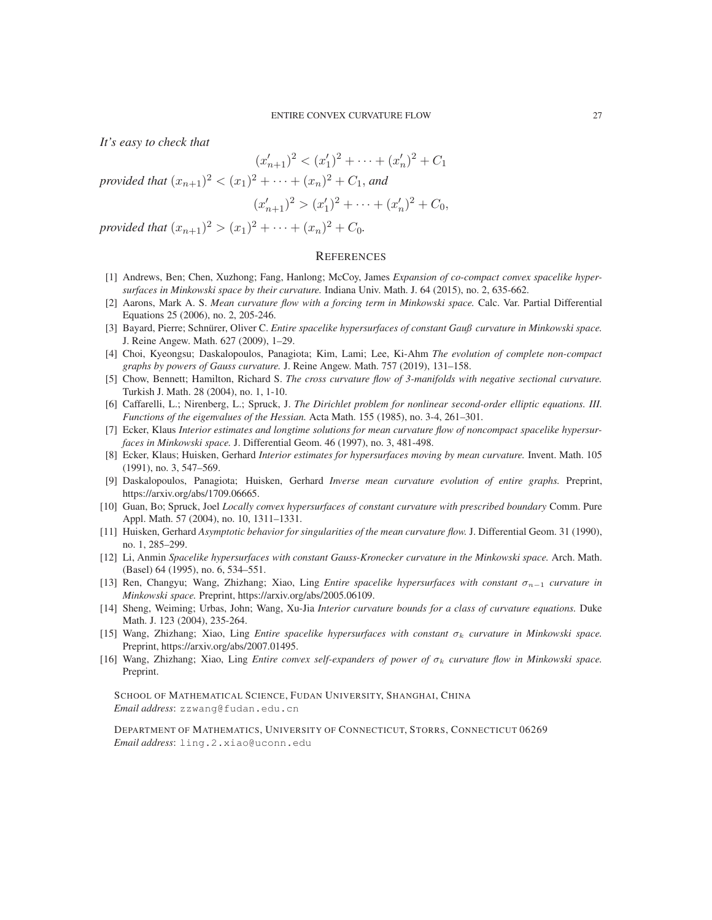*It's easy to check that*

$$(x'_{n+1})^2 < (x'_1)^2 + \cdots + (x'_n)^2 + C_1$$

*provided that* $(x_{n+1})^2 < (x_1)^2 + \cdots + (x_n)^2 + C_1$*, and*

$$(x'_{n+1})^2 > (x'_1)^2 + \cdots + (x'_n)^2 + C_0,$$

*provided that* $(x_{n+1})^2 > (x_1)^2 + \cdots + (x_n)^2 + C_0$.

## References

[1] Andrews, Ben; Chen, Xuzhong; Fang, Hanlong; McCoy, James *Expansion of co-compact convex spacelike hypersurfaces in Minkowski space by their curvature.* Indiana Univ. Math. J. 64 (2015), no. 2, 635-662.

[2] Aarons, Mark A. S. *Mean curvature flow with a forcing term in Minkowski space.* Calc. Var. Partial Differential Equations 25 (2006), no. 2, 205-246.

[3] Bayard, Pierre; Schnürer, Oliver C. *Entire spacelike hypersurfaces of constant Gauß curvature in Minkowski space.* J. Reine Angew. Math. 627 (2009), 1–29.

[4] Choi, Kyeongsu; Daskalopoulos, Panagiota; Kim, Lami; Lee, Ki-Ahm *The evolution of complete non-compact graphs by powers of Gauss curvature.* J. Reine Angew. Math. 757 (2019), 131–158.

[5] Chow, Bennett; Hamilton, Richard S. *The cross curvature flow of 3-manifolds with negative sectional curvature.* Turkish J. Math. 28 (2004), no. 1, 1-10.

[6] Caffarelli, L.; Nirenberg, L.; Spruck, J. *The Dirichlet problem for nonlinear second-order elliptic equations. III. Functions of the eigenvalues of the Hessian.* Acta Math. 155 (1985), no. 3-4, 261–301.

[7] Ecker, Klaus *Interior estimates and longtime solutions for mean curvature flow of noncompact spacelike hypersurfaces in Minkowski space.* J. Differential Geom. 46 (1997), no. 3, 481-498.

[8] Ecker, Klaus; Huisken, Gerhard *Interior estimates for hypersurfaces moving by mean curvature.* Invent. Math. 105 (1991), no. 3, 547–569.

[9] Daskalopoulos, Panagiota; Huisken, Gerhard *Inverse mean curvature evolution of entire graphs.* Preprint, https://arxiv.org/abs/1709.06665.

[10] Guan, Bo; Spruck, Joel *Locally convex hypersurfaces of constant curvature with prescribed boundary* Comm. Pure Appl. Math. 57 (2004), no. 10, 1311–1331.

[11] Huisken, Gerhard *Asymptotic behavior for singularities of the mean curvature flow.* J. Differential Geom. 31 (1990), no. 1, 285–299.

[12] Li, Anmin *Spacelike hypersurfaces with constant Gauss-Kronecker curvature in the Minkowski space.* Arch. Math. (Basel) 64 (1995), no. 6, 534–551.

[13] Ren, Changyu; Wang, Zhizhang; Xiao, Ling *Entire spacelike hypersurfaces with constant $\sigma_{n-1}$ curvature in Minkowski space.* Preprint, https://arxiv.org/abs/2005.06109.

[14] Sheng, Weiming; Urbas, John; Wang, Xu-Jia *Interior curvature bounds for a class of curvature equations.* Duke Math. J. 123 (2004), 235-264.

[15] Wang, Zhizhang; Xiao, Ling *Entire spacelike hypersurfaces with constant $\sigma_k$ curvature in Minkowski space.* Preprint, https://arxiv.org/abs/2007.01495.

[16] Wang, Zhizhang; Xiao, Ling *Entire convex self-expanders of power of $\sigma_k$ curvature flow in Minkowski space.* Preprint.

School of Mathematical Science, Fudan University, Shanghai, China
*Email address*: zzwang@fudan.edu.cn

Department of Mathematics, University of Connecticut, Storrs, Connecticut 06269
*Email address*: ling.2.xiao@uconn.edu